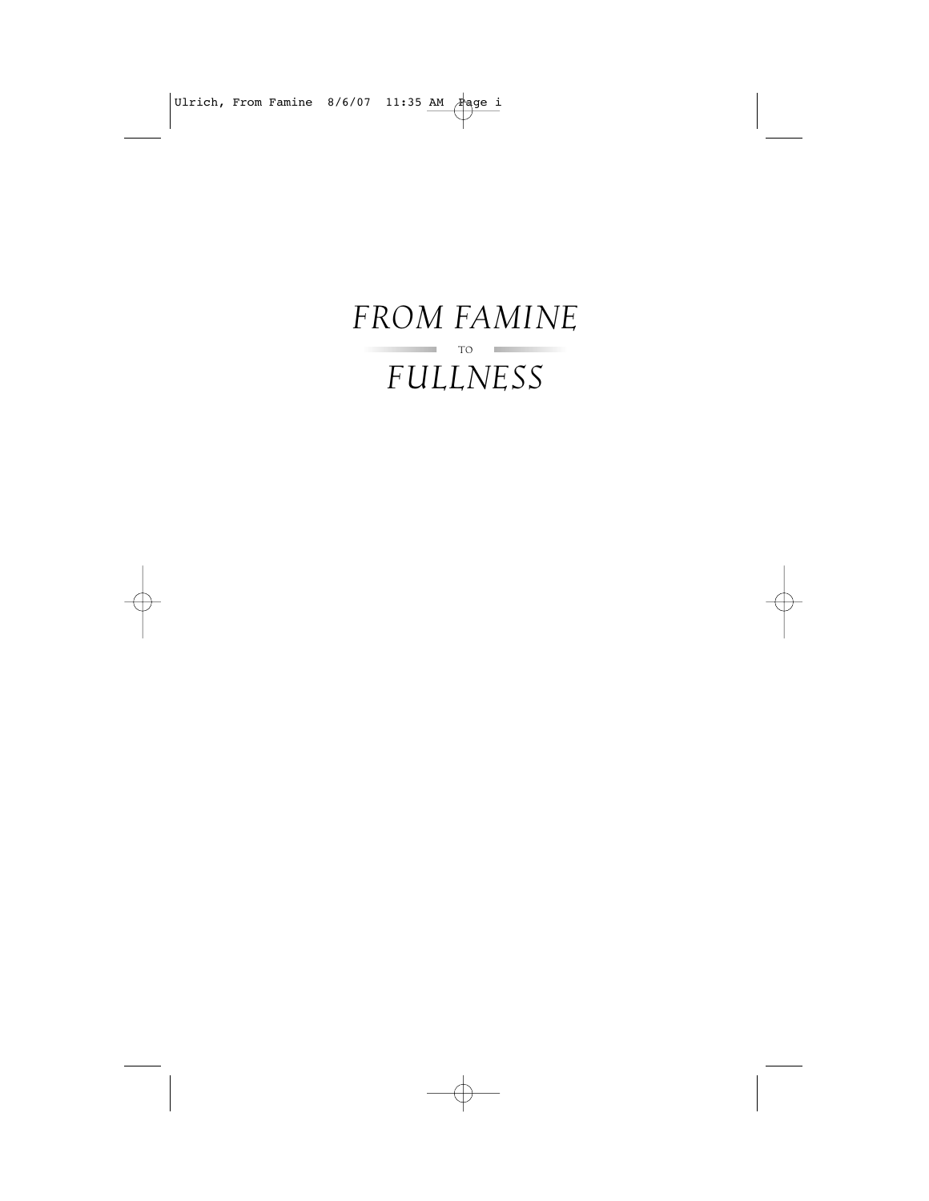# *FROM FAMINE*

TO

# *FULLNESS*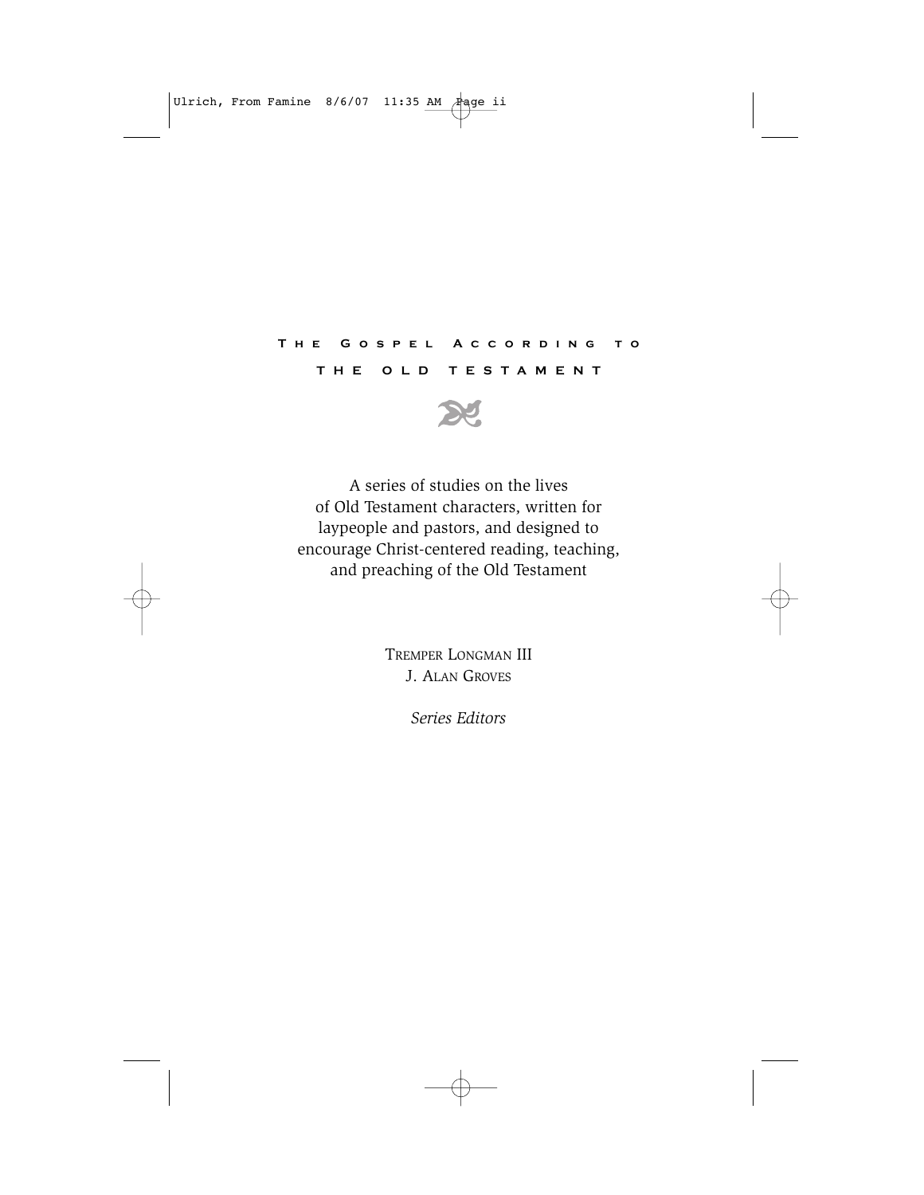# The Gospel According to the Old Testament

A series of studies on the lives of Old Testament characters, written for laypeople and pastors, and designed to encourage Christ-centered reading, teaching, and preaching of the Old Testament

Tremper Longman III
J. Alan Groves

*Series Editors*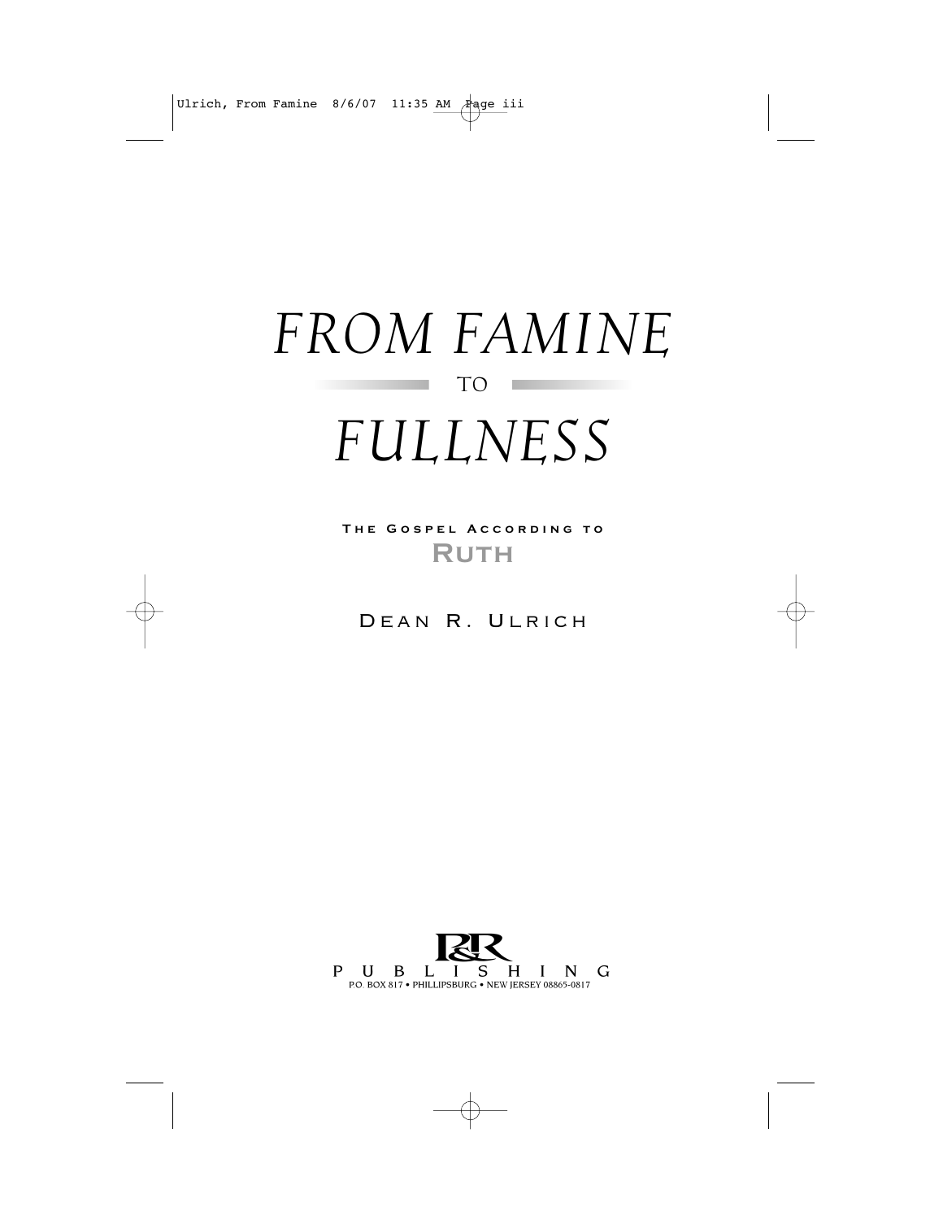# FROM FAMINE TO FULLNESS

THE GOSPEL ACCORDING TO
**RUTH**

DEAN R. ULRICH

P&R PUBLISHING
P.O. BOX 817 • PHILLIPSBURG • NEW JERSEY 08865-0817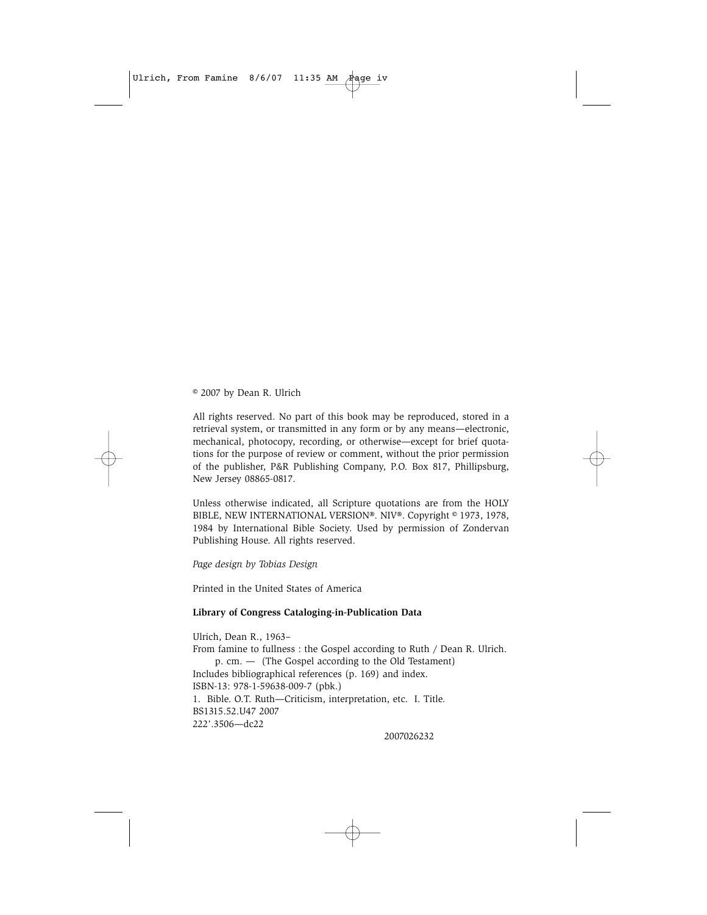© 2007 by Dean R. Ulrich

All rights reserved. No part of this book may be reproduced, stored in a retrieval system, or transmitted in any form or by any means—electronic, mechanical, photocopy, recording, or otherwise—except for brief quotations for the purpose of review or comment, without the prior permission of the publisher, P&R Publishing Company, P.O. Box 817, Phillipsburg, New Jersey 08865-0817.

Unless otherwise indicated, all Scripture quotations are from the HOLY BIBLE, NEW INTERNATIONAL VERSION®. NIV®. Copyright © 1973, 1978, 1984 by International Bible Society. Used by permission of Zondervan Publishing House. All rights reserved.

*Page design by Tobias Design*

Printed in the United States of America

**Library of Congress Cataloging-in-Publication Data**

Ulrich, Dean R., 1963–
From famine to fullness : the Gospel according to Ruth / Dean R. Ulrich.
p. cm. — (The Gospel according to the Old Testament)
Includes bibliographical references (p. 169) and index.
ISBN-13: 978-1-59638-009-7 (pbk.)
1. Bible. O.T. Ruth—Criticism, interpretation, etc. I. Title.
BS1315.52.U47 2007
222'.3506—dc22

2007026232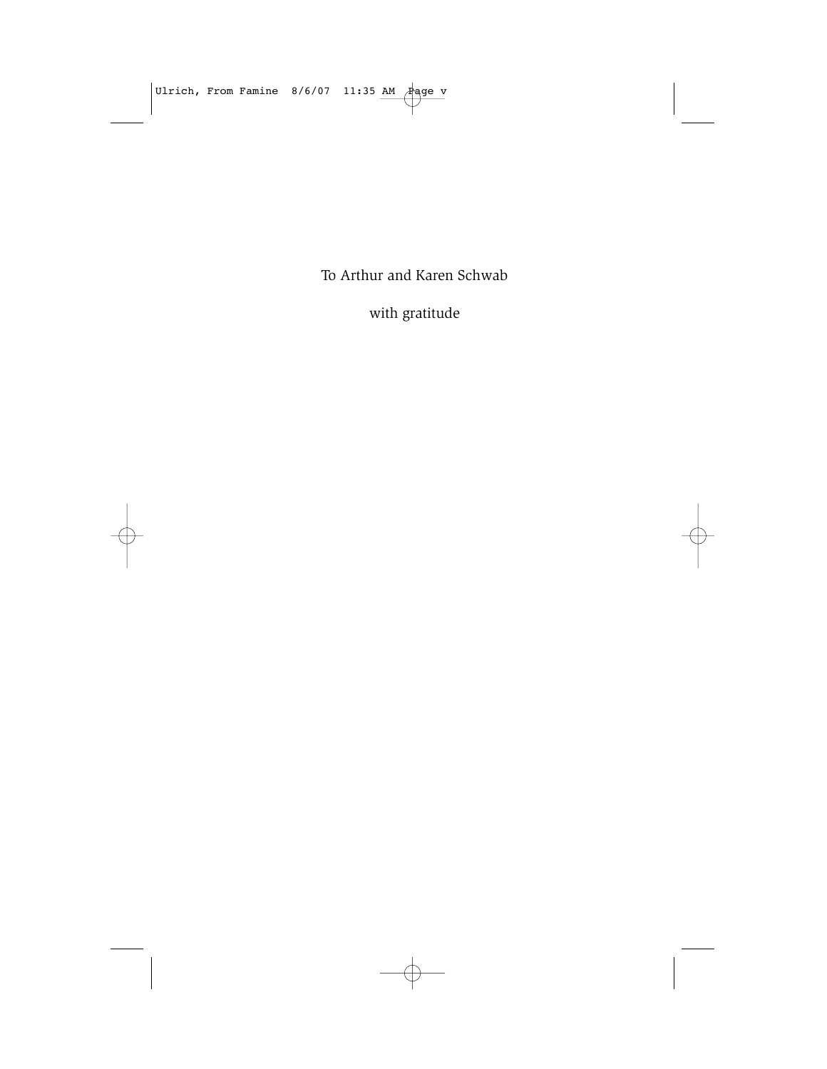To Arthur and Karen Schwab

with gratitude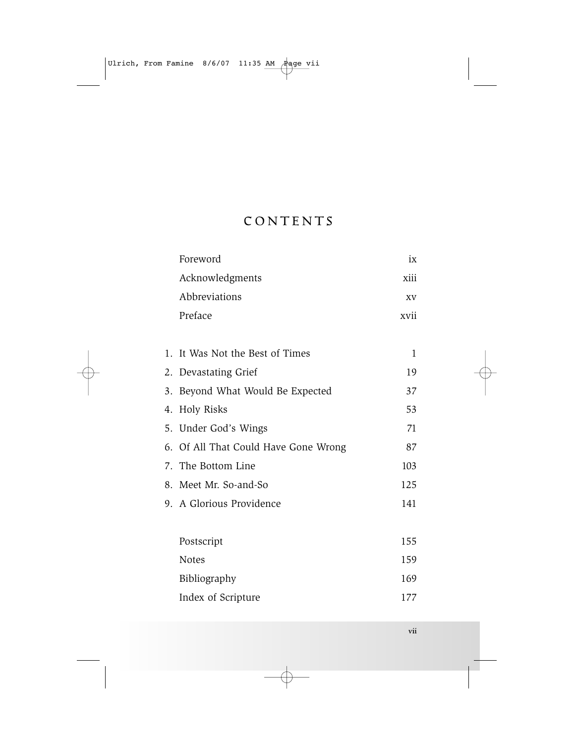# CONTENTS

| | |
|---|---|
| Foreword | ix |
| Acknowledgments | xiii |
| Abbreviations | xv |
| Preface | xvii |
| 1. It Was Not the Best of Times | 1 |
| 2. Devastating Grief | 19 |
| 3. Beyond What Would Be Expected | 37 |
| 4. Holy Risks | 53 |
| 5. Under God's Wings | 71 |
| 6. Of All That Could Have Gone Wrong | 87 |
| 7. The Bottom Line | 103 |
| 8. Meet Mr. So-and-So | 125 |
| 9. A Glorious Providence | 141 |
| Postscript | 155 |
| Notes | 159 |
| Bibliography | 169 |
| Index of Scripture | 177 |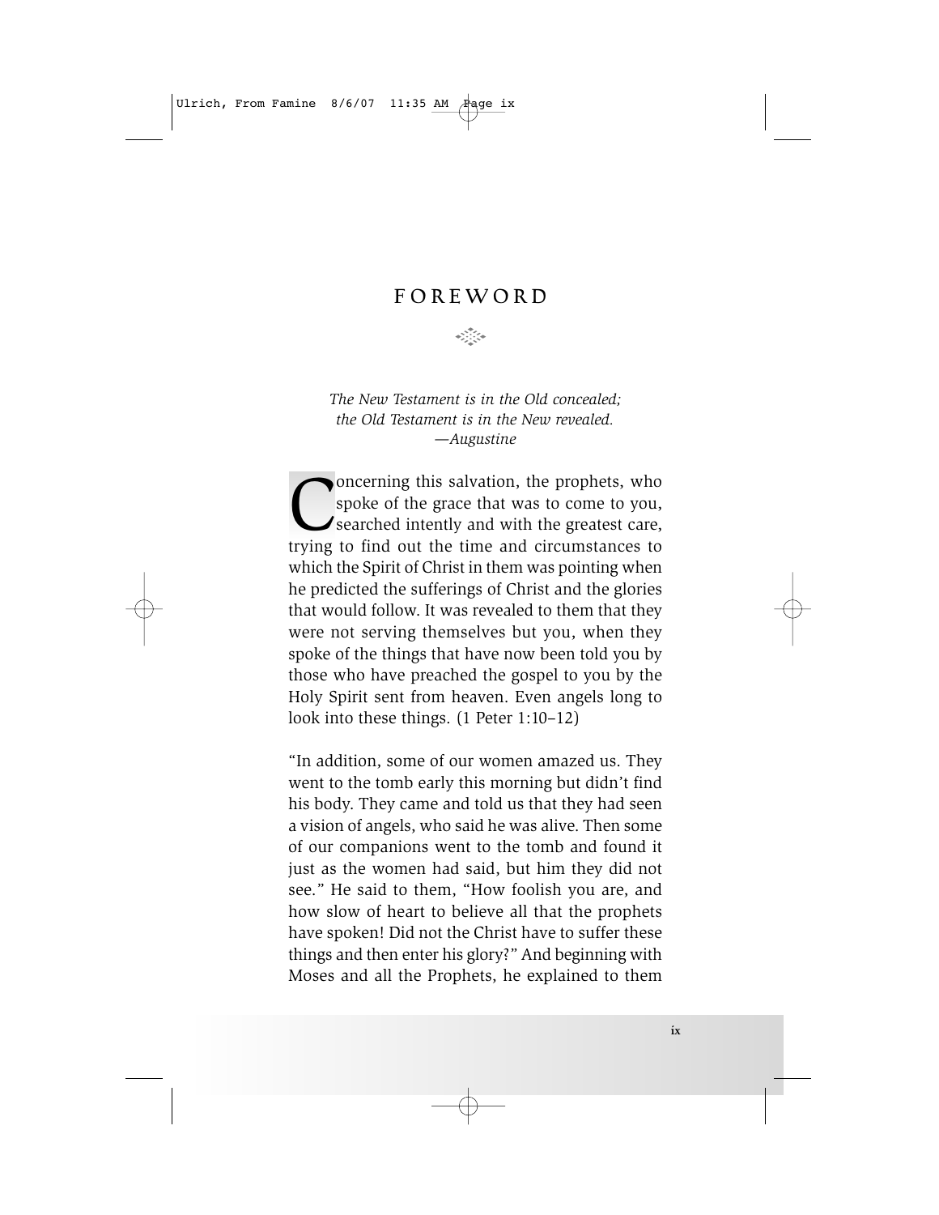# FOREWORD

*The New Testament is in the Old concealed;*
*the Old Testament is in the New revealed.*
*—Augustine*

Concerning this salvation, the prophets, who spoke of the grace that was to come to you, searched intently and with the greatest care, trying to find out the time and circumstances to which the Spirit of Christ in them was pointing when he predicted the sufferings of Christ and the glories that would follow. It was revealed to them that they were not serving themselves but you, when they spoke of the things that have now been told you by those who have preached the gospel to you by the Holy Spirit sent from heaven. Even angels long to look into these things. (1 Peter 1:10–12)

"In addition, some of our women amazed us. They went to the tomb early this morning but didn't find his body. They came and told us that they had seen a vision of angels, who said he was alive. Then some of our companions went to the tomb and found it just as the women had said, but him they did not see." He said to them, "How foolish you are, and how slow of heart to believe all that the prophets have spoken! Did not the Christ have to suffer these things and then enter his glory?" And beginning with Moses and all the Prophets, he explained to them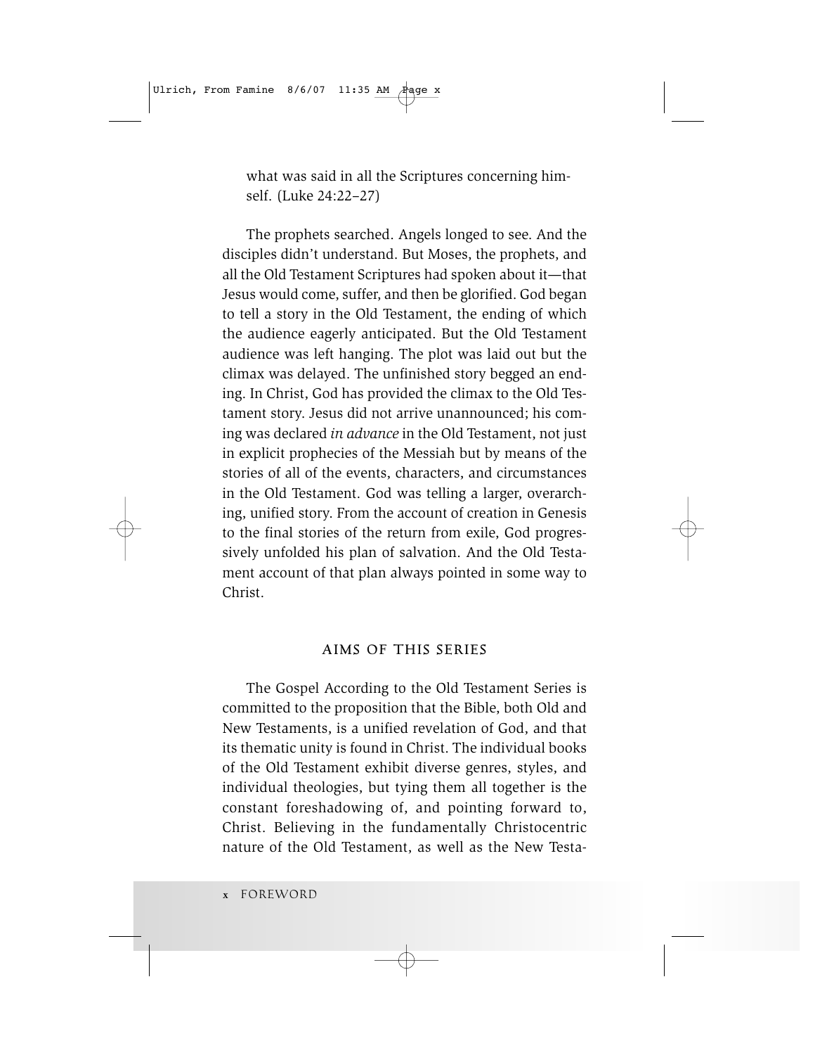what was said in all the Scriptures concerning himself. (Luke 24:22–27)

The prophets searched. Angels longed to see. And the disciples didn't understand. But Moses, the prophets, and all the Old Testament Scriptures had spoken about it—that Jesus would come, suffer, and then be glorified. God began to tell a story in the Old Testament, the ending of which the audience eagerly anticipated. But the Old Testament audience was left hanging. The plot was laid out but the climax was delayed. The unfinished story begged an ending. In Christ, God has provided the climax to the Old Testament story. Jesus did not arrive unannounced; his coming was declared *in advance* in the Old Testament, not just in explicit prophecies of the Messiah but by means of the stories of all of the events, characters, and circumstances in the Old Testament. God was telling a larger, overarching, unified story. From the account of creation in Genesis to the final stories of the return from exile, God progressively unfolded his plan of salvation. And the Old Testament account of that plan always pointed in some way to Christ.

## AIMS OF THIS SERIES

The Gospel According to the Old Testament Series is committed to the proposition that the Bible, both Old and New Testaments, is a unified revelation of God, and that its thematic unity is found in Christ. The individual books of the Old Testament exhibit diverse genres, styles, and individual theologies, but tying them all together is the constant foreshadowing of, and pointing forward to, Christ. Believing in the fundamentally Christocentric nature of the Old Testament, as well as the New Testa-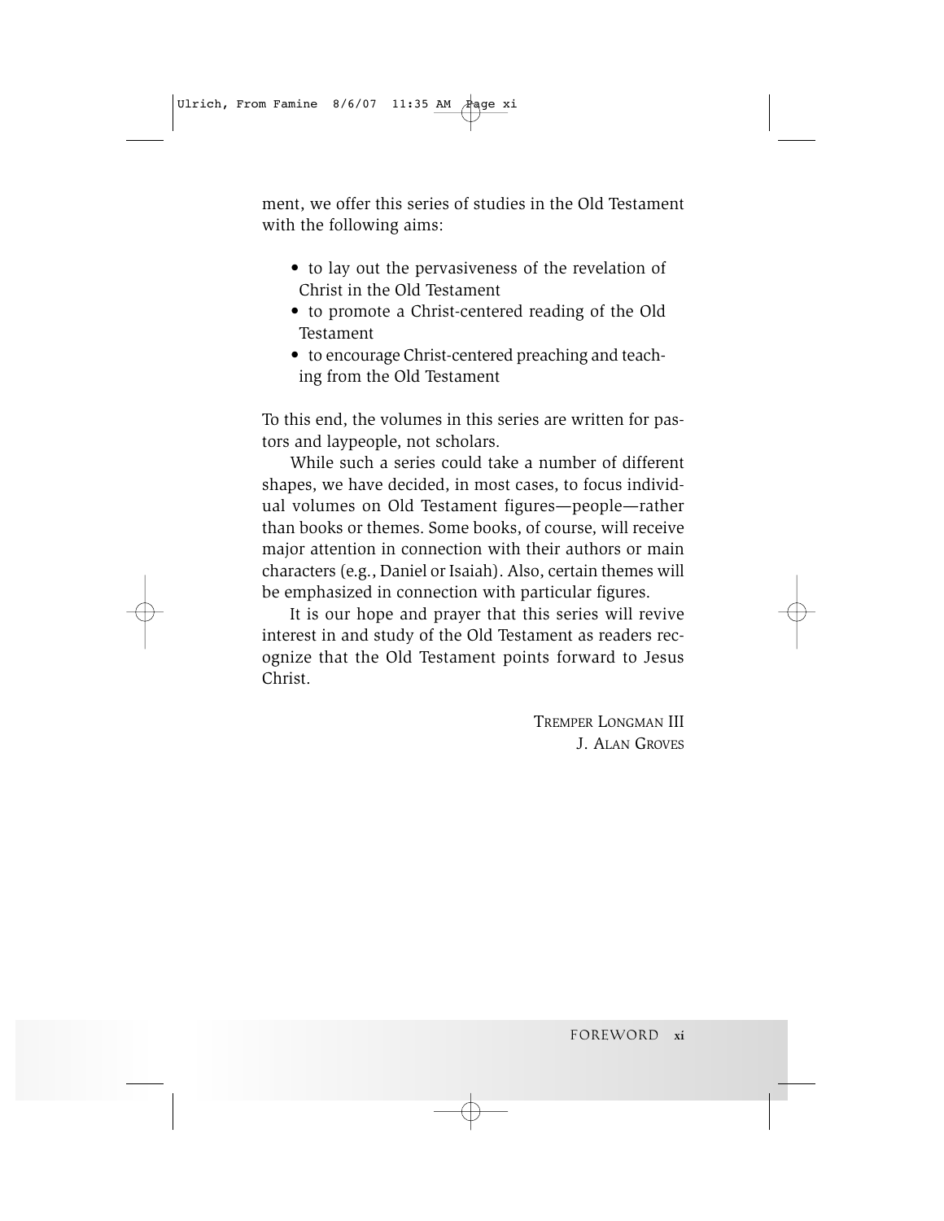ment, we offer this series of studies in the Old Testament with the following aims:

- to lay out the pervasiveness of the revelation of Christ in the Old Testament
- to promote a Christ-centered reading of the Old Testament
- to encourage Christ-centered preaching and teaching from the Old Testament

To this end, the volumes in this series are written for pastors and laypeople, not scholars.

While such a series could take a number of different shapes, we have decided, in most cases, to focus individual volumes on Old Testament figures—people—rather than books or themes. Some books, of course, will receive major attention in connection with their authors or main characters (e.g., Daniel or Isaiah). Also, certain themes will be emphasized in connection with particular figures.

It is our hope and prayer that this series will revive interest in and study of the Old Testament as readers recognize that the Old Testament points forward to Jesus Christ.

TREMPER LONGMAN III
J. ALAN GROVES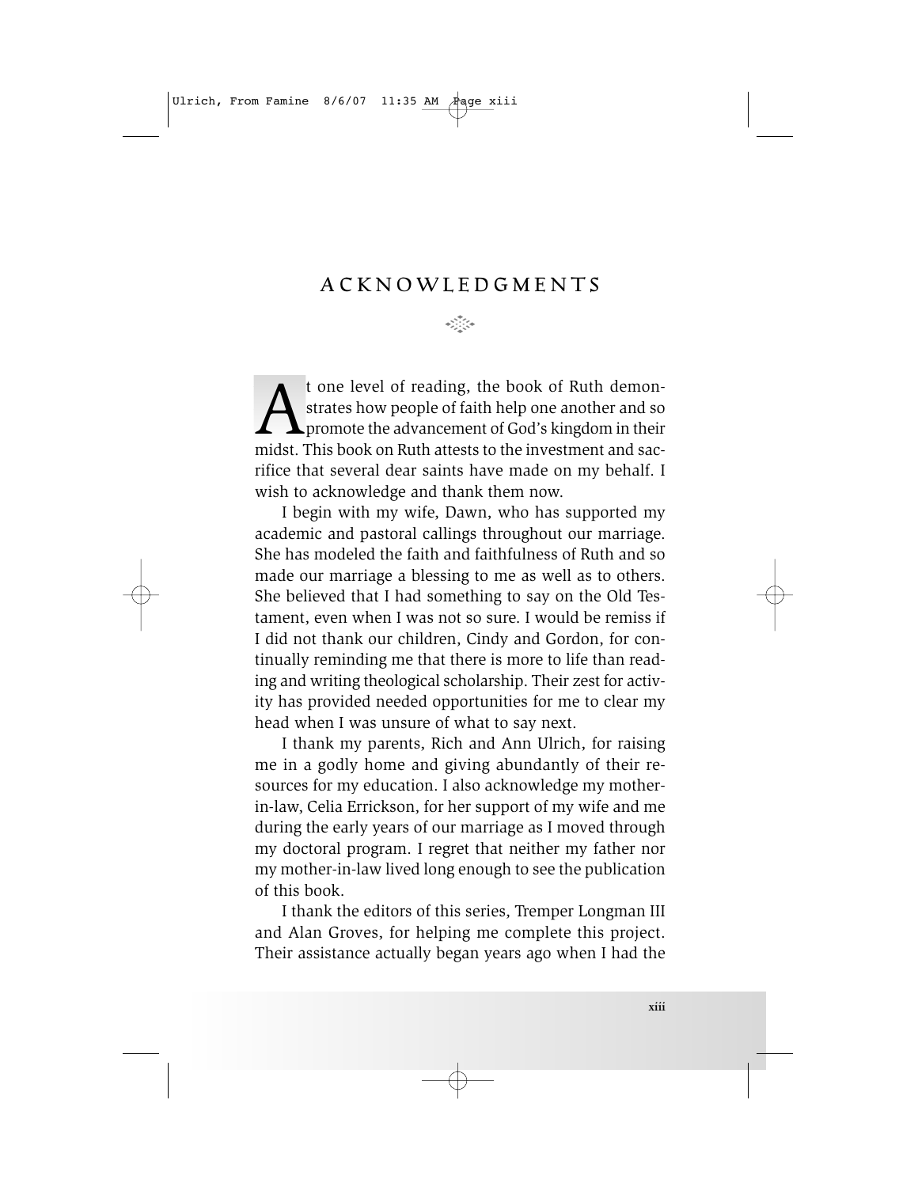# ACKNOWLEDGMENTS

At one level of reading, the book of Ruth demonstrates how people of faith help one another and so promote the advancement of God's kingdom in their midst. This book on Ruth attests to the investment and sacrifice that several dear saints have made on my behalf. I wish to acknowledge and thank them now.

I begin with my wife, Dawn, who has supported my academic and pastoral callings throughout our marriage. She has modeled the faith and faithfulness of Ruth and so made our marriage a blessing to me as well as to others. She believed that I had something to say on the Old Testament, even when I was not so sure. I would be remiss if I did not thank our children, Cindy and Gordon, for continually reminding me that there is more to life than reading and writing theological scholarship. Their zest for activity has provided needed opportunities for me to clear my head when I was unsure of what to say next.

I thank my parents, Rich and Ann Ulrich, for raising me in a godly home and giving abundantly of their resources for my education. I also acknowledge my mother-in-law, Celia Errickson, for her support of my wife and me during the early years of our marriage as I moved through my doctoral program. I regret that neither my father nor my mother-in-law lived long enough to see the publication of this book.

I thank the editors of this series, Tremper Longman III and Alan Groves, for helping me complete this project. Their assistance actually began years ago when I had the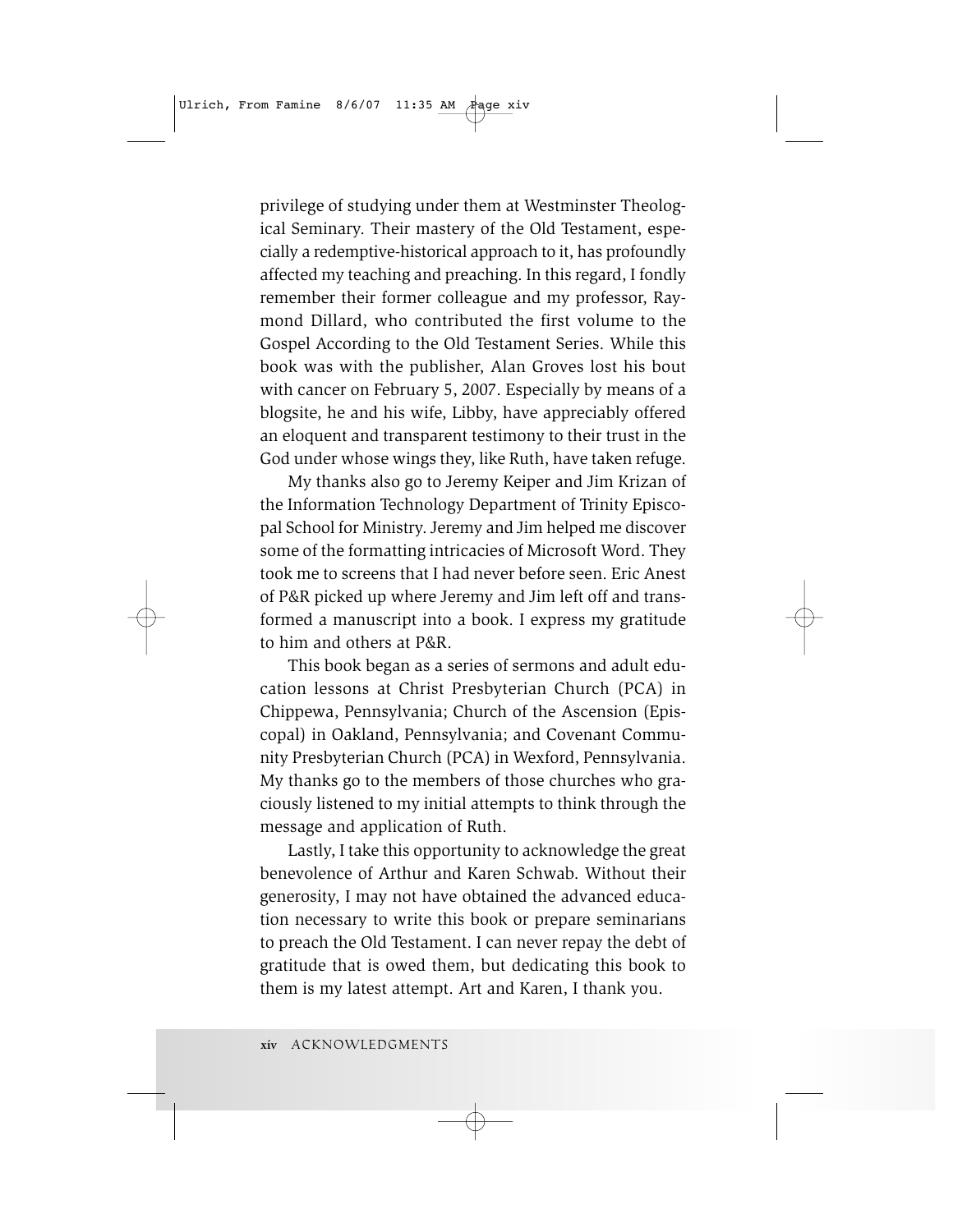privilege of studying under them at Westminster Theological Seminary. Their mastery of the Old Testament, especially a redemptive-historical approach to it, has profoundly affected my teaching and preaching. In this regard, I fondly remember their former colleague and my professor, Raymond Dillard, who contributed the first volume to the Gospel According to the Old Testament Series. While this book was with the publisher, Alan Groves lost his bout with cancer on February 5, 2007. Especially by means of a blogsite, he and his wife, Libby, have appreciably offered an eloquent and transparent testimony to their trust in the God under whose wings they, like Ruth, have taken refuge.

My thanks also go to Jeremy Keiper and Jim Krizan of the Information Technology Department of Trinity Episcopal School for Ministry. Jeremy and Jim helped me discover some of the formatting intricacies of Microsoft Word. They took me to screens that I had never before seen. Eric Anest of P&R picked up where Jeremy and Jim left off and transformed a manuscript into a book. I express my gratitude to him and others at P&R.

This book began as a series of sermons and adult education lessons at Christ Presbyterian Church (PCA) in Chippewa, Pennsylvania; Church of the Ascension (Episcopal) in Oakland, Pennsylvania; and Covenant Community Presbyterian Church (PCA) in Wexford, Pennsylvania. My thanks go to the members of those churches who graciously listened to my initial attempts to think through the message and application of Ruth.

Lastly, I take this opportunity to acknowledge the great benevolence of Arthur and Karen Schwab. Without their generosity, I may not have obtained the advanced education necessary to write this book or prepare seminarians to preach the Old Testament. I can never repay the debt of gratitude that is owed them, but dedicating this book to them is my latest attempt. Art and Karen, I thank you.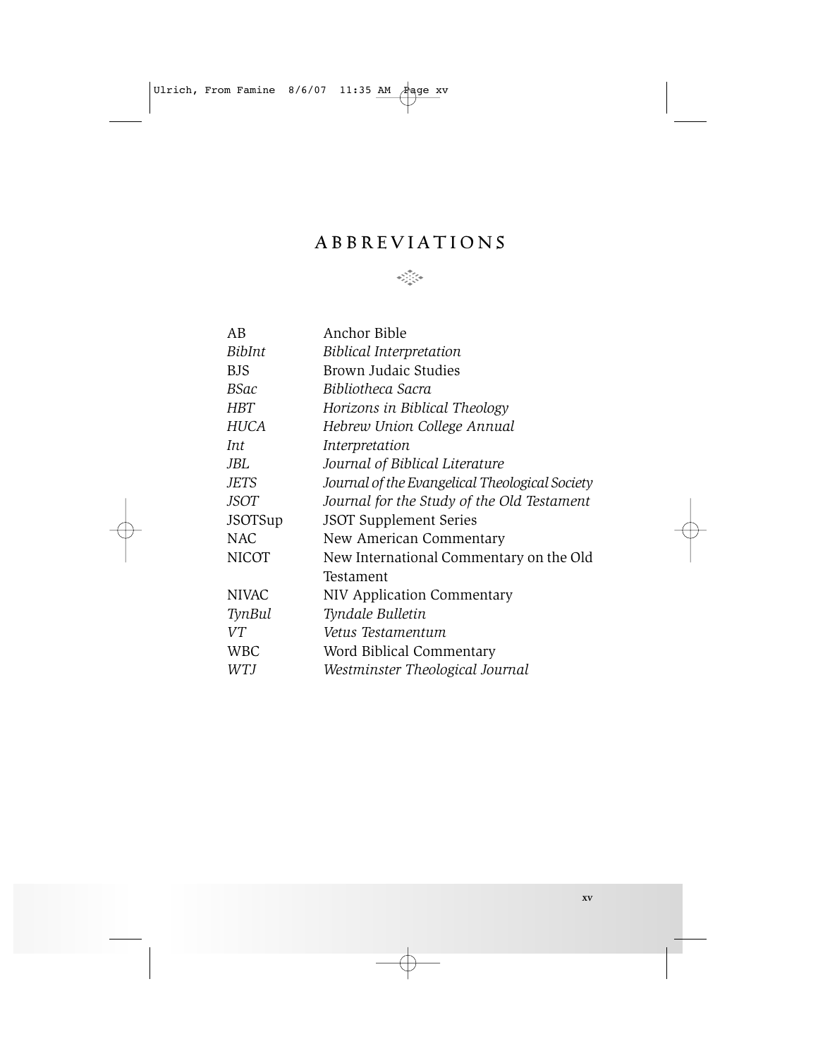# ABBREVIATIONS

| | |
|---|---|
| AB | Anchor Bible |
| *BibInt* | *Biblical Interpretation* |
| BJS | Brown Judaic Studies |
| *BSac* | *Bibliotheca Sacra* |
| *HBT* | *Horizons in Biblical Theology* |
| *HUCA* | *Hebrew Union College Annual* |
| *Int* | *Interpretation* |
| *JBL* | *Journal of Biblical Literature* |
| *JETS* | *Journal of the Evangelical Theological Society* |
| *JSOT* | *Journal for the Study of the Old Testament* |
| JSOTSup | JSOT Supplement Series |
| NAC | New American Commentary |
| NICOT | New International Commentary on the Old Testament |
| NIVAC | NIV Application Commentary |
| *TynBul* | *Tyndale Bulletin* |
| *VT* | *Vetus Testamentum* |
| WBC | Word Biblical Commentary |
| *WTJ* | *Westminster Theological Journal* |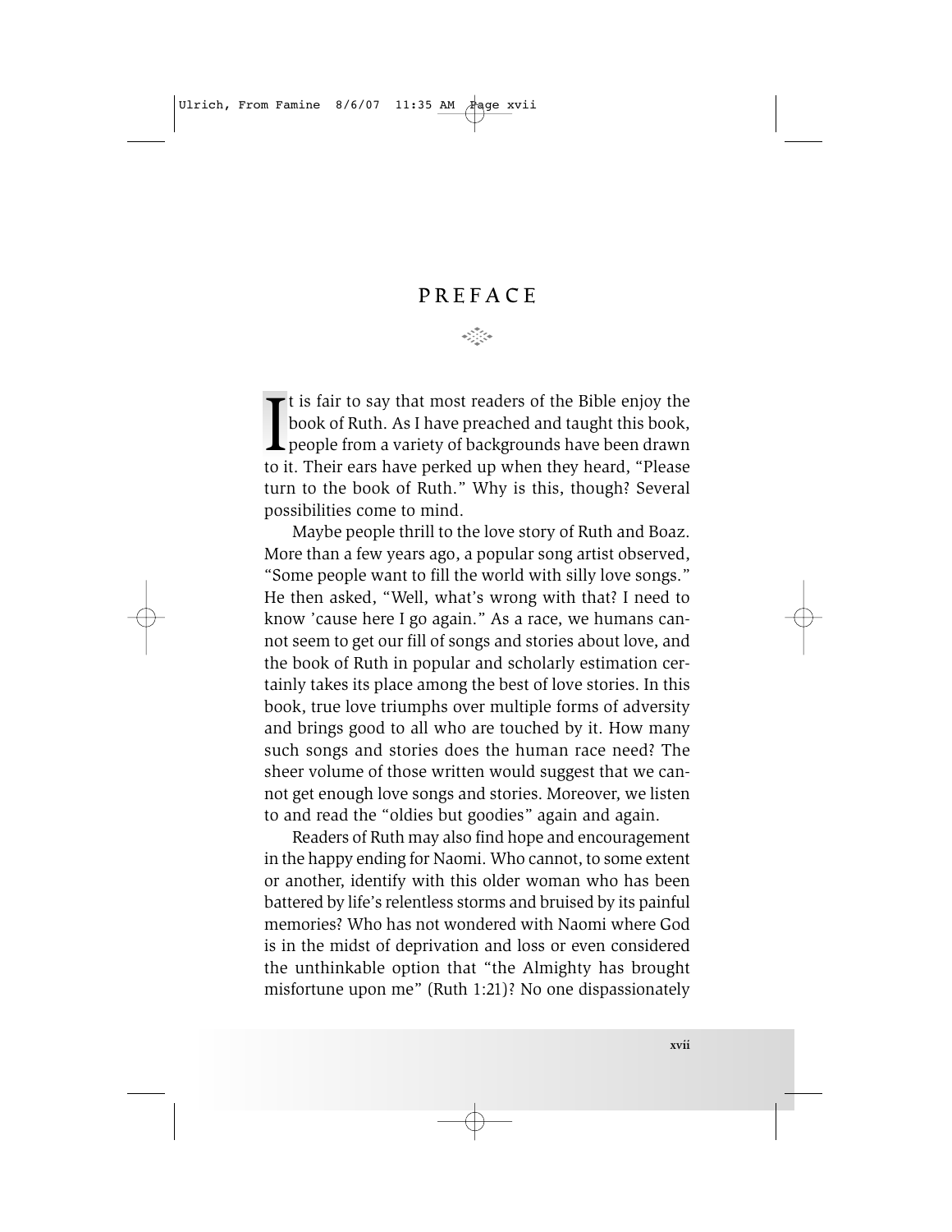# PREFACE

It is fair to say that most readers of the Bible enjoy the book of Ruth. As I have preached and taught this book, people from a variety of backgrounds have been drawn to it. Their ears have perked up when they heard, "Please turn to the book of Ruth." Why is this, though? Several possibilities come to mind.

Maybe people thrill to the love story of Ruth and Boaz. More than a few years ago, a popular song artist observed, "Some people want to fill the world with silly love songs." He then asked, "Well, what's wrong with that? I need to know 'cause here I go again." As a race, we humans cannot seem to get our fill of songs and stories about love, and the book of Ruth in popular and scholarly estimation certainly takes its place among the best of love stories. In this book, true love triumphs over multiple forms of adversity and brings good to all who are touched by it. How many such songs and stories does the human race need? The sheer volume of those written would suggest that we cannot get enough love songs and stories. Moreover, we listen to and read the "oldies but goodies" again and again.

Readers of Ruth may also find hope and encouragement in the happy ending for Naomi. Who cannot, to some extent or another, identify with this older woman who has been battered by life's relentless storms and bruised by its painful memories? Who has not wondered with Naomi where God is in the midst of deprivation and loss or even considered the unthinkable option that "the Almighty has brought misfortune upon me" (Ruth 1:21)? No one dispassionately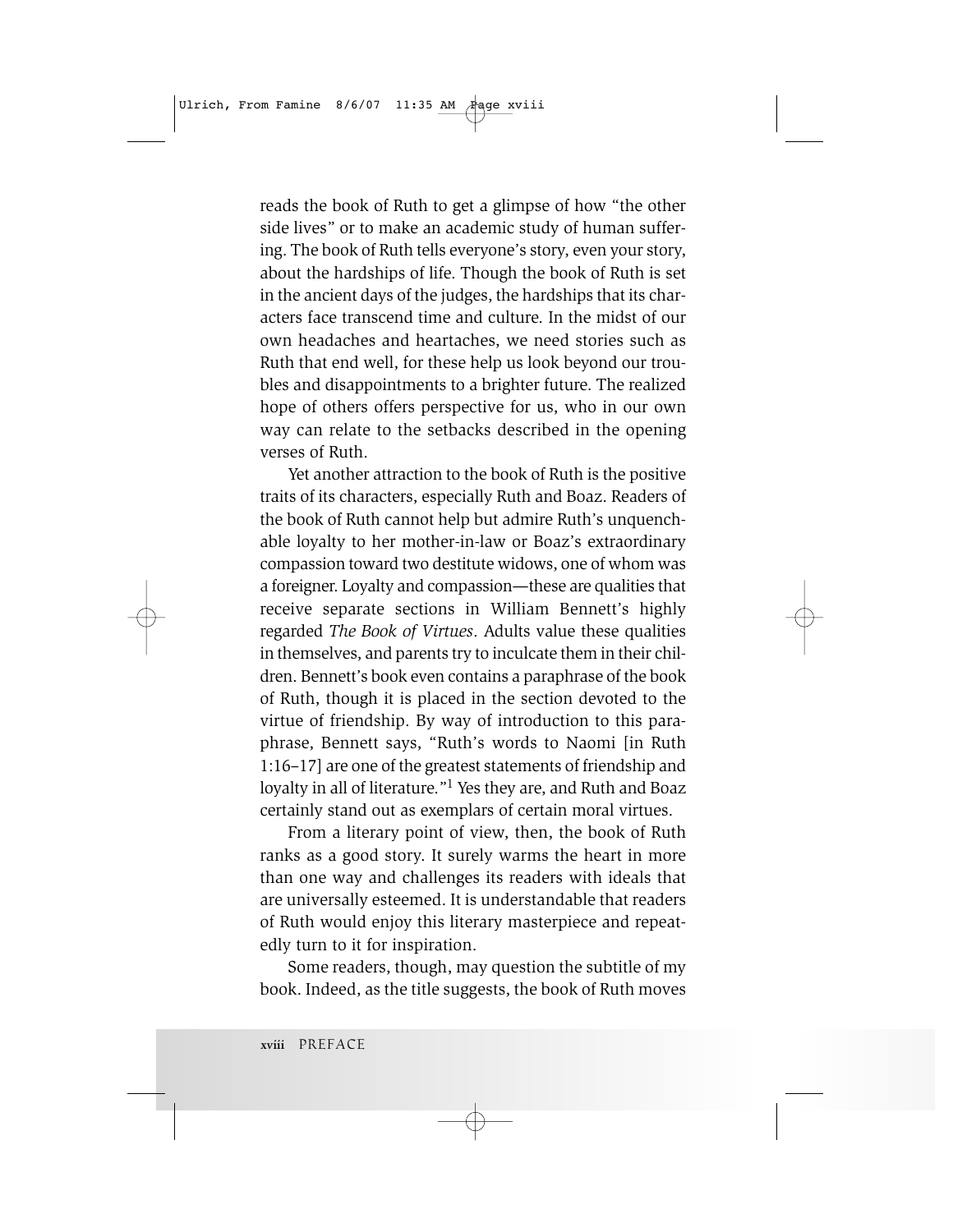reads the book of Ruth to get a glimpse of how "the other side lives" or to make an academic study of human suffering. The book of Ruth tells everyone's story, even your story, about the hardships of life. Though the book of Ruth is set in the ancient days of the judges, the hardships that its characters face transcend time and culture. In the midst of our own headaches and heartaches, we need stories such as Ruth that end well, for these help us look beyond our troubles and disappointments to a brighter future. The realized hope of others offers perspective for us, who in our own way can relate to the setbacks described in the opening verses of Ruth.

Yet another attraction to the book of Ruth is the positive traits of its characters, especially Ruth and Boaz. Readers of the book of Ruth cannot help but admire Ruth's unquenchable loyalty to her mother-in-law or Boaz's extraordinary compassion toward two destitute widows, one of whom was a foreigner. Loyalty and compassion—these are qualities that receive separate sections in William Bennett's highly regarded *The Book of Virtues*. Adults value these qualities in themselves, and parents try to inculcate them in their children. Bennett's book even contains a paraphrase of the book of Ruth, though it is placed in the section devoted to the virtue of friendship. By way of introduction to this paraphrase, Bennett says, "Ruth's words to Naomi [in Ruth 1:16–17] are one of the greatest statements of friendship and loyalty in all of literature."[1] Yes they are, and Ruth and Boaz certainly stand out as exemplars of certain moral virtues.

From a literary point of view, then, the book of Ruth ranks as a good story. It surely warms the heart in more than one way and challenges its readers with ideals that are universally esteemed. It is understandable that readers of Ruth would enjoy this literary masterpiece and repeatedly turn to it for inspiration.

Some readers, though, may question the subtitle of my book. Indeed, as the title suggests, the book of Ruth moves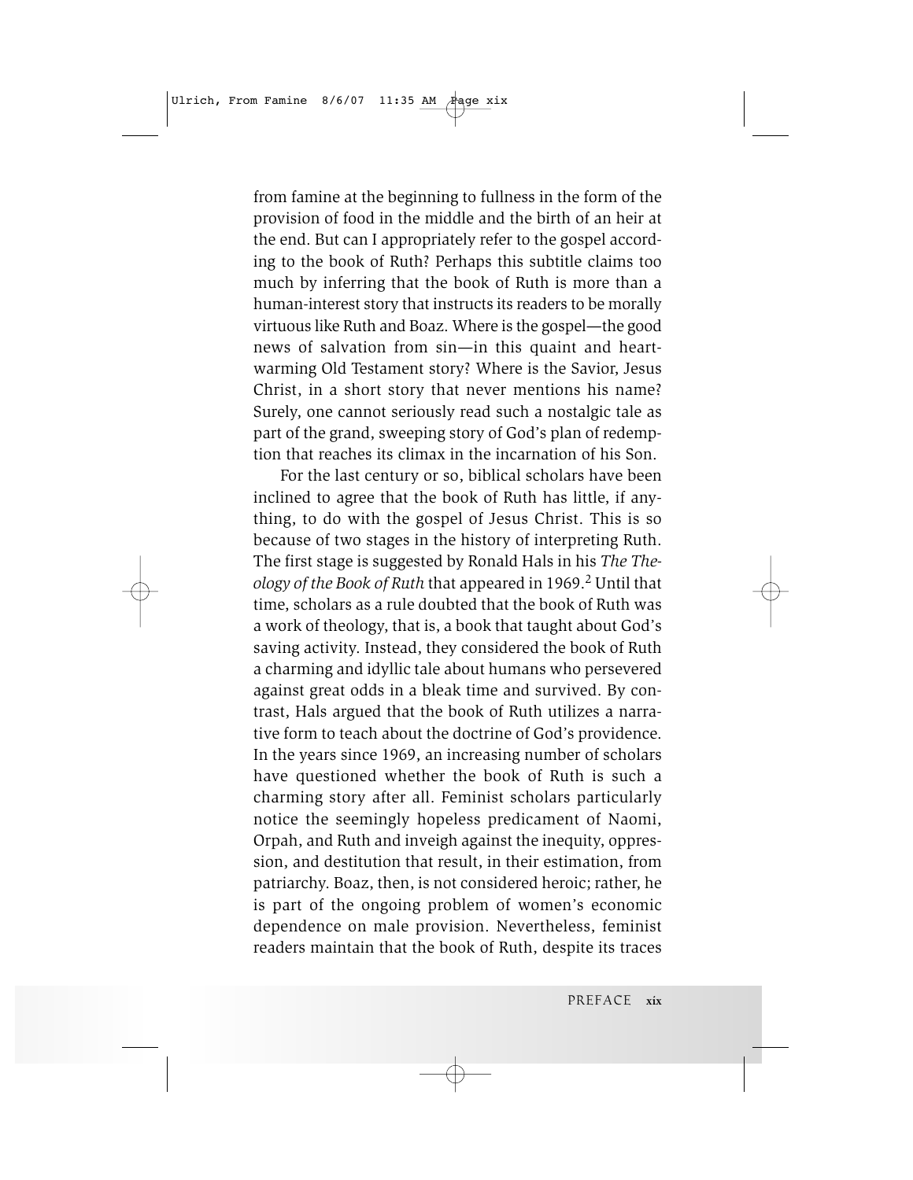from famine at the beginning to fullness in the form of the provision of food in the middle and the birth of an heir at the end. But can I appropriately refer to the gospel according to the book of Ruth? Perhaps this subtitle claims too much by inferring that the book of Ruth is more than a human-interest story that instructs its readers to be morally virtuous like Ruth and Boaz. Where is the gospel—the good news of salvation from sin—in this quaint and heartwarming Old Testament story? Where is the Savior, Jesus Christ, in a short story that never mentions his name? Surely, one cannot seriously read such a nostalgic tale as part of the grand, sweeping story of God's plan of redemption that reaches its climax in the incarnation of his Son.

For the last century or so, biblical scholars have been inclined to agree that the book of Ruth has little, if anything, to do with the gospel of Jesus Christ. This is so because of two stages in the history of interpreting Ruth. The first stage is suggested by Ronald Hals in his *The Theology of the Book of Ruth* that appeared in 1969.[2] Until that time, scholars as a rule doubted that the book of Ruth was a work of theology, that is, a book that taught about God's saving activity. Instead, they considered the book of Ruth a charming and idyllic tale about humans who persevered against great odds in a bleak time and survived. By contrast, Hals argued that the book of Ruth utilizes a narrative form to teach about the doctrine of God's providence. In the years since 1969, an increasing number of scholars have questioned whether the book of Ruth is such a charming story after all. Feminist scholars particularly notice the seemingly hopeless predicament of Naomi, Orpah, and Ruth and inveigh against the inequity, oppression, and destitution that result, in their estimation, from patriarchy. Boaz, then, is not considered heroic; rather, he is part of the ongoing problem of women's economic dependence on male provision. Nevertheless, feminist readers maintain that the book of Ruth, despite its traces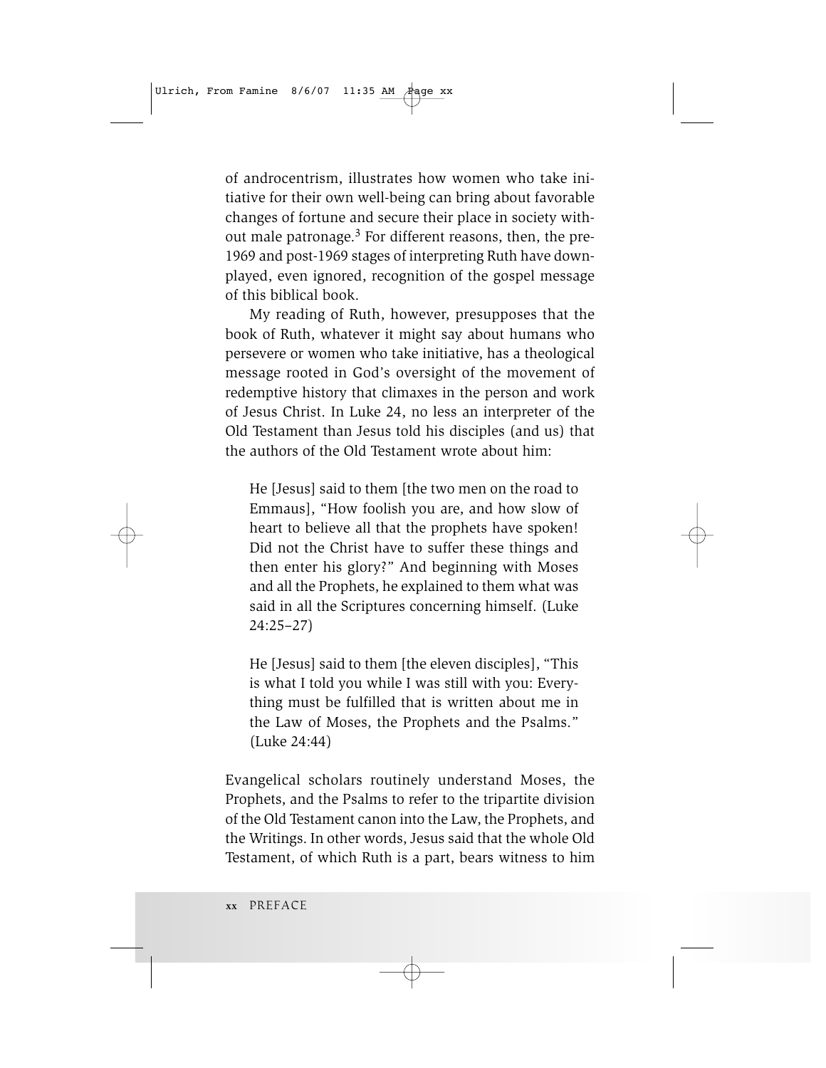of androcentrism, illustrates how women who take initiative for their own well-being can bring about favorable changes of fortune and secure their place in society without male patronage.[3] For different reasons, then, the pre-1969 and post-1969 stages of interpreting Ruth have downplayed, even ignored, recognition of the gospel message of this biblical book.

My reading of Ruth, however, presupposes that the book of Ruth, whatever it might say about humans who persevere or women who take initiative, has a theological message rooted in God's oversight of the movement of redemptive history that climaxes in the person and work of Jesus Christ. In Luke 24, no less an interpreter of the Old Testament than Jesus told his disciples (and us) that the authors of the Old Testament wrote about him:

> He [Jesus] said to them [the two men on the road to Emmaus], "How foolish you are, and how slow of heart to believe all that the prophets have spoken! Did not the Christ have to suffer these things and then enter his glory?" And beginning with Moses and all the Prophets, he explained to them what was said in all the Scriptures concerning himself. (Luke 24:25–27)

> He [Jesus] said to them [the eleven disciples], "This is what I told you while I was still with you: Everything must be fulfilled that is written about me in the Law of Moses, the Prophets and the Psalms." (Luke 24:44)

Evangelical scholars routinely understand Moses, the Prophets, and the Psalms to refer to the tripartite division of the Old Testament canon into the Law, the Prophets, and the Writings. In other words, Jesus said that the whole Old Testament, of which Ruth is a part, bears witness to him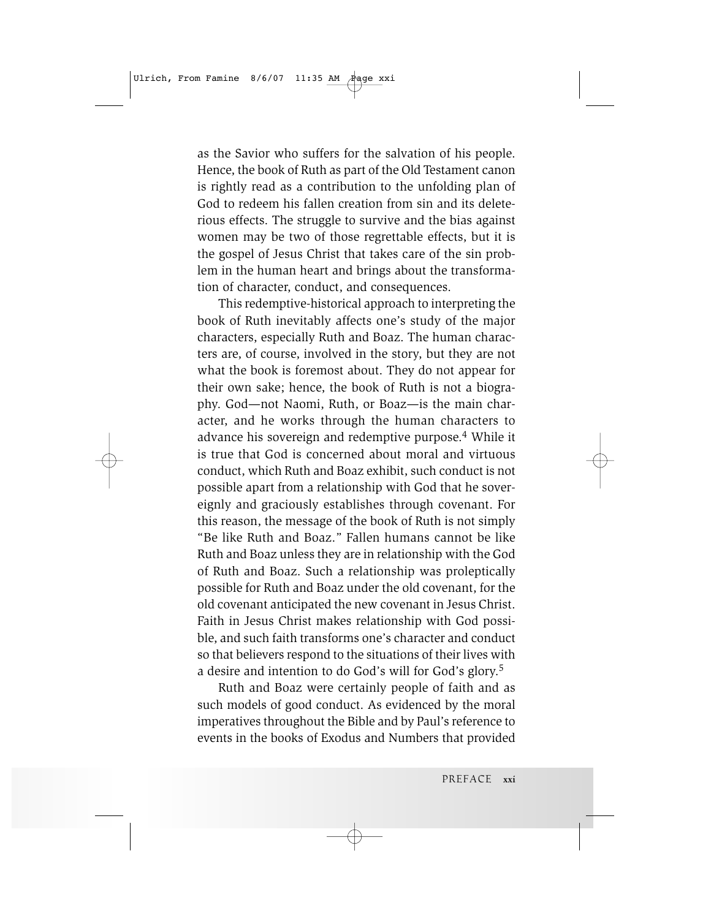as the Savior who suffers for the salvation of his people. Hence, the book of Ruth as part of the Old Testament canon is rightly read as a contribution to the unfolding plan of God to redeem his fallen creation from sin and its deleterious effects. The struggle to survive and the bias against women may be two of those regrettable effects, but it is the gospel of Jesus Christ that takes care of the sin problem in the human heart and brings about the transformation of character, conduct, and consequences.

This redemptive-historical approach to interpreting the book of Ruth inevitably affects one's study of the major characters, especially Ruth and Boaz. The human characters are, of course, involved in the story, but they are not what the book is foremost about. They do not appear for their own sake; hence, the book of Ruth is not a biography. God—not Naomi, Ruth, or Boaz—is the main character, and he works through the human characters to advance his sovereign and redemptive purpose.[4] While it is true that God is concerned about moral and virtuous conduct, which Ruth and Boaz exhibit, such conduct is not possible apart from a relationship with God that he sovereignly and graciously establishes through covenant. For this reason, the message of the book of Ruth is not simply "Be like Ruth and Boaz." Fallen humans cannot be like Ruth and Boaz unless they are in relationship with the God of Ruth and Boaz. Such a relationship was proleptically possible for Ruth and Boaz under the old covenant, for the old covenant anticipated the new covenant in Jesus Christ. Faith in Jesus Christ makes relationship with God possible, and such faith transforms one's character and conduct so that believers respond to the situations of their lives with a desire and intention to do God's will for God's glory.[5]

Ruth and Boaz were certainly people of faith and as such models of good conduct. As evidenced by the moral imperatives throughout the Bible and by Paul's reference to events in the books of Exodus and Numbers that provided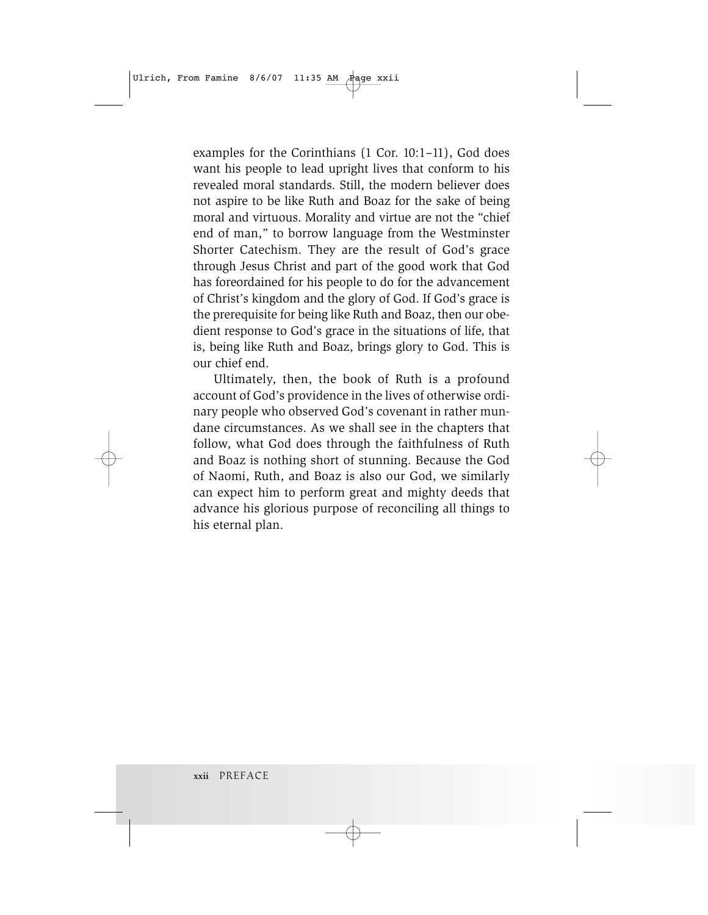examples for the Corinthians (1 Cor. 10:1–11), God does want his people to lead upright lives that conform to his revealed moral standards. Still, the modern believer does not aspire to be like Ruth and Boaz for the sake of being moral and virtuous. Morality and virtue are not the "chief end of man," to borrow language from the Westminster Shorter Catechism. They are the result of God's grace through Jesus Christ and part of the good work that God has foreordained for his people to do for the advancement of Christ's kingdom and the glory of God. If God's grace is the prerequisite for being like Ruth and Boaz, then our obedient response to God's grace in the situations of life, that is, being like Ruth and Boaz, brings glory to God. This is our chief end.

Ultimately, then, the book of Ruth is a profound account of God's providence in the lives of otherwise ordinary people who observed God's covenant in rather mundane circumstances. As we shall see in the chapters that follow, what God does through the faithfulness of Ruth and Boaz is nothing short of stunning. Because the God of Naomi, Ruth, and Boaz is also our God, we similarly can expect him to perform great and mighty deeds that advance his glorious purpose of reconciling all things to his eternal plan.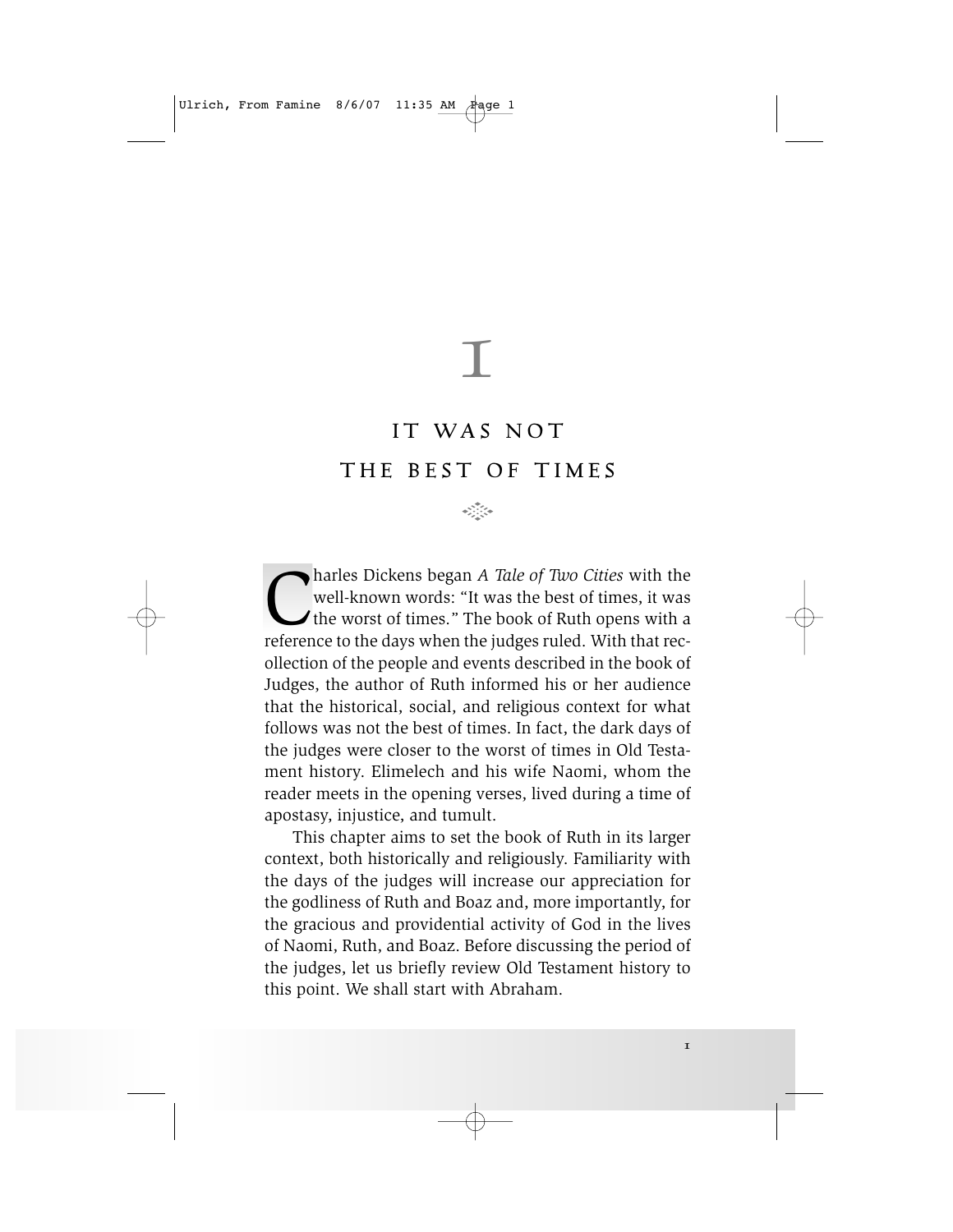# 1

## IT WAS NOT THE BEST OF TIMES

Charles Dickens began *A Tale of Two Cities* with the well-known words: "It was the best of times, it was the worst of times." The book of Ruth opens with a reference to the days when the judges ruled. With that recollection of the people and events described in the book of Judges, the author of Ruth informed his or her audience that the historical, social, and religious context for what follows was not the best of times. In fact, the dark days of the judges were closer to the worst of times in Old Testament history. Elimelech and his wife Naomi, whom the reader meets in the opening verses, lived during a time of apostasy, injustice, and tumult.

This chapter aims to set the book of Ruth in its larger context, both historically and religiously. Familiarity with the days of the judges will increase our appreciation for the godliness of Ruth and Boaz and, more importantly, for the gracious and providential activity of God in the lives of Naomi, Ruth, and Boaz. Before discussing the period of the judges, let us briefly review Old Testament history to this point. We shall start with Abraham.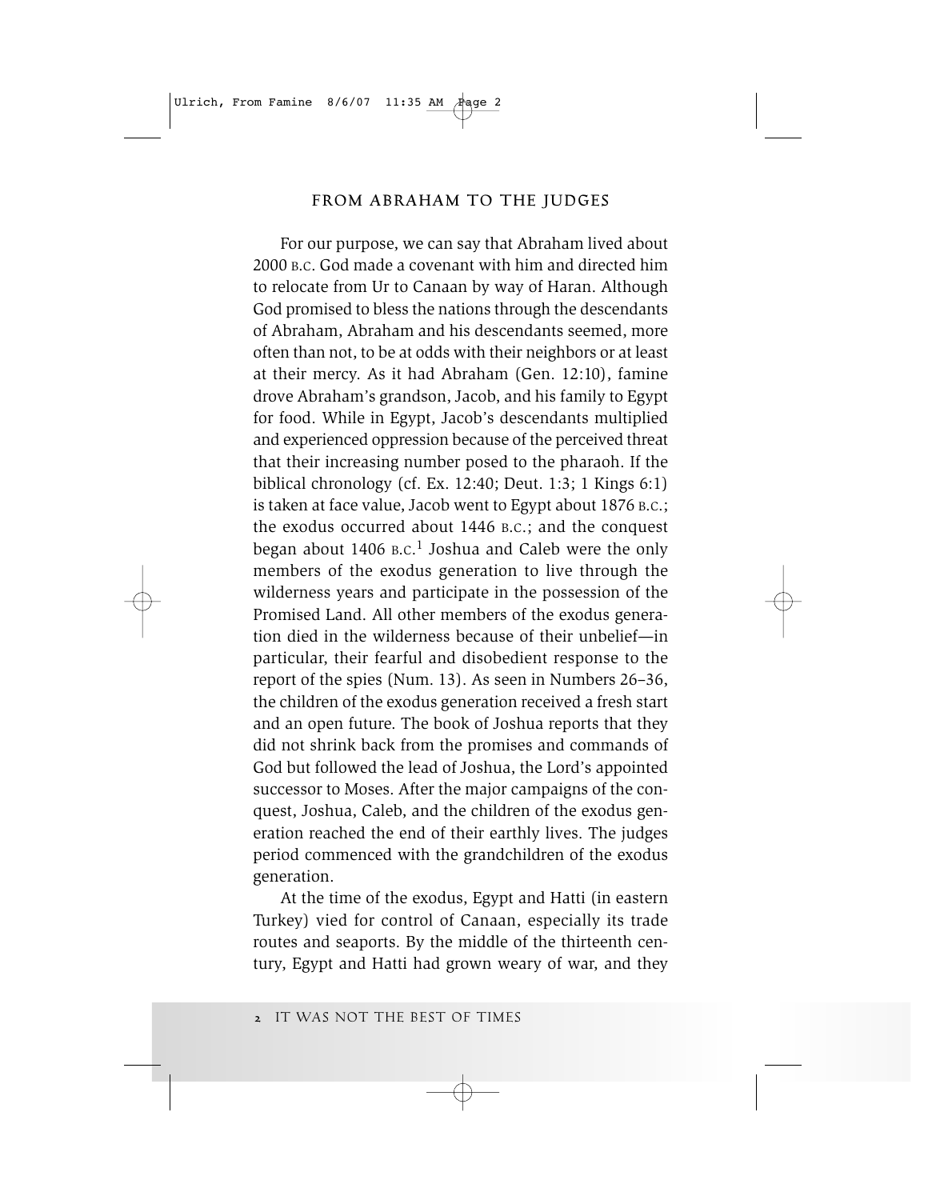## FROM ABRAHAM TO THE JUDGES

For our purpose, we can say that Abraham lived about 2000 B.C. God made a covenant with him and directed him to relocate from Ur to Canaan by way of Haran. Although God promised to bless the nations through the descendants of Abraham, Abraham and his descendants seemed, more often than not, to be at odds with their neighbors or at least at their mercy. As it had Abraham (Gen. 12:10), famine drove Abraham's grandson, Jacob, and his family to Egypt for food. While in Egypt, Jacob's descendants multiplied and experienced oppression because of the perceived threat that their increasing number posed to the pharaoh. If the biblical chronology (cf. Ex. 12:40; Deut. 1:3; 1 Kings 6:1) is taken at face value, Jacob went to Egypt about 1876 B.C.; the exodus occurred about 1446 B.C.; and the conquest began about 1406 B.C.[1] Joshua and Caleb were the only members of the exodus generation to live through the wilderness years and participate in the possession of the Promised Land. All other members of the exodus generation died in the wilderness because of their unbelief—in particular, their fearful and disobedient response to the report of the spies (Num. 13). As seen in Numbers 26–36, the children of the exodus generation received a fresh start and an open future. The book of Joshua reports that they did not shrink back from the promises and commands of God but followed the lead of Joshua, the Lord's appointed successor to Moses. After the major campaigns of the conquest, Joshua, Caleb, and the children of the exodus generation reached the end of their earthly lives. The judges period commenced with the grandchildren of the exodus generation.

At the time of the exodus, Egypt and Hatti (in eastern Turkey) vied for control of Canaan, especially its trade routes and seaports. By the middle of the thirteenth century, Egypt and Hatti had grown weary of war, and they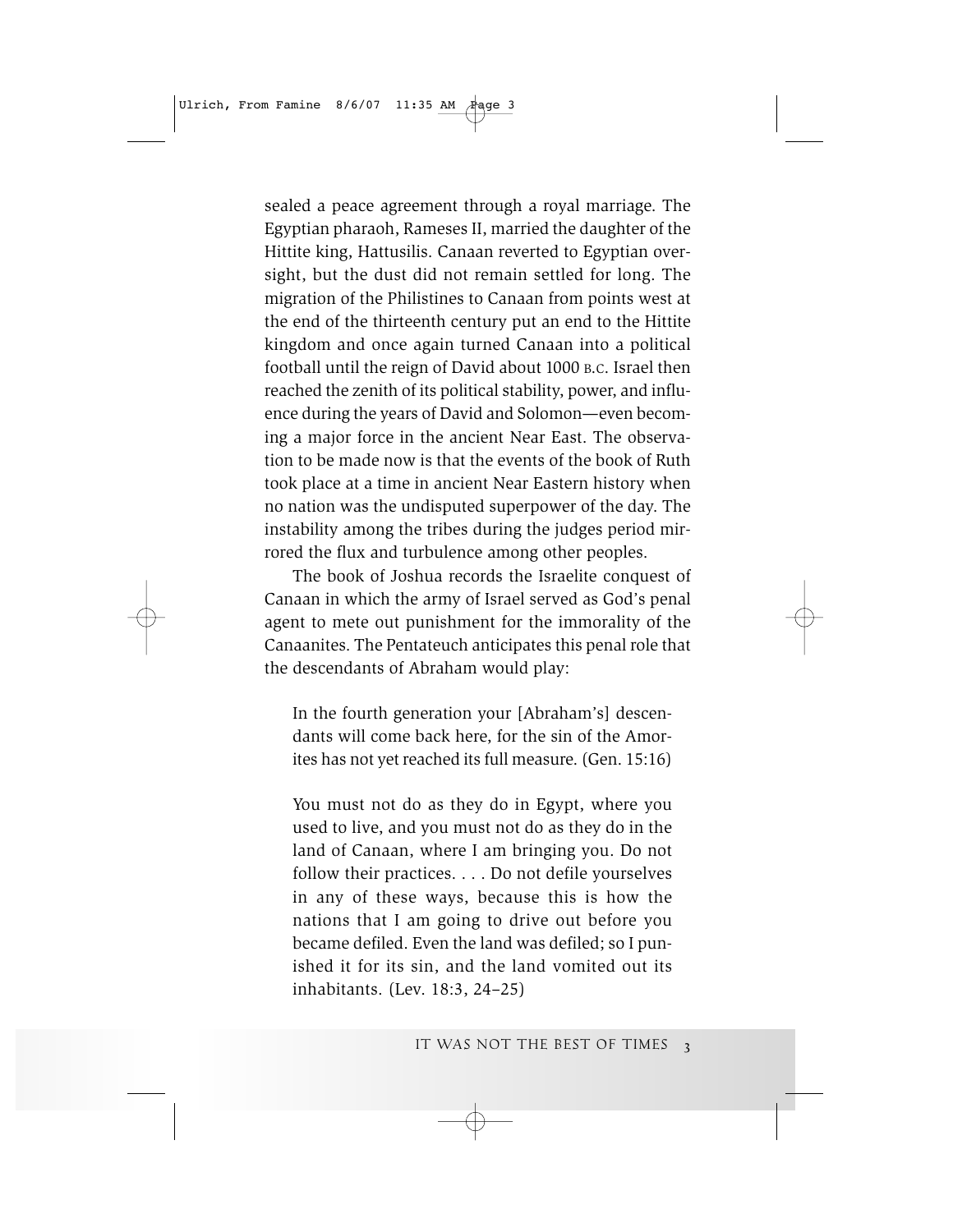sealed a peace agreement through a royal marriage. The Egyptian pharaoh, Rameses II, married the daughter of the Hittite king, Hattusilis. Canaan reverted to Egyptian oversight, but the dust did not remain settled for long. The migration of the Philistines to Canaan from points west at the end of the thirteenth century put an end to the Hittite kingdom and once again turned Canaan into a political football until the reign of David about 1000 B.C. Israel then reached the zenith of its political stability, power, and influence during the years of David and Solomon—even becoming a major force in the ancient Near East. The observation to be made now is that the events of the book of Ruth took place at a time in ancient Near Eastern history when no nation was the undisputed superpower of the day. The instability among the tribes during the judges period mirrored the flux and turbulence among other peoples.

The book of Joshua records the Israelite conquest of Canaan in which the army of Israel served as God's penal agent to mete out punishment for the immorality of the Canaanites. The Pentateuch anticipates this penal role that the descendants of Abraham would play:

> In the fourth generation your [Abraham's] descendants will come back here, for the sin of the Amorites has not yet reached its full measure. (Gen. 15:16)

> You must not do as they do in Egypt, where you used to live, and you must not do as they do in the land of Canaan, where I am bringing you. Do not follow their practices. . . . Do not defile yourselves in any of these ways, because this is how the nations that I am going to drive out before you became defiled. Even the land was defiled; so I punished it for its sin, and the land vomited out its inhabitants. (Lev. 18:3, 24–25)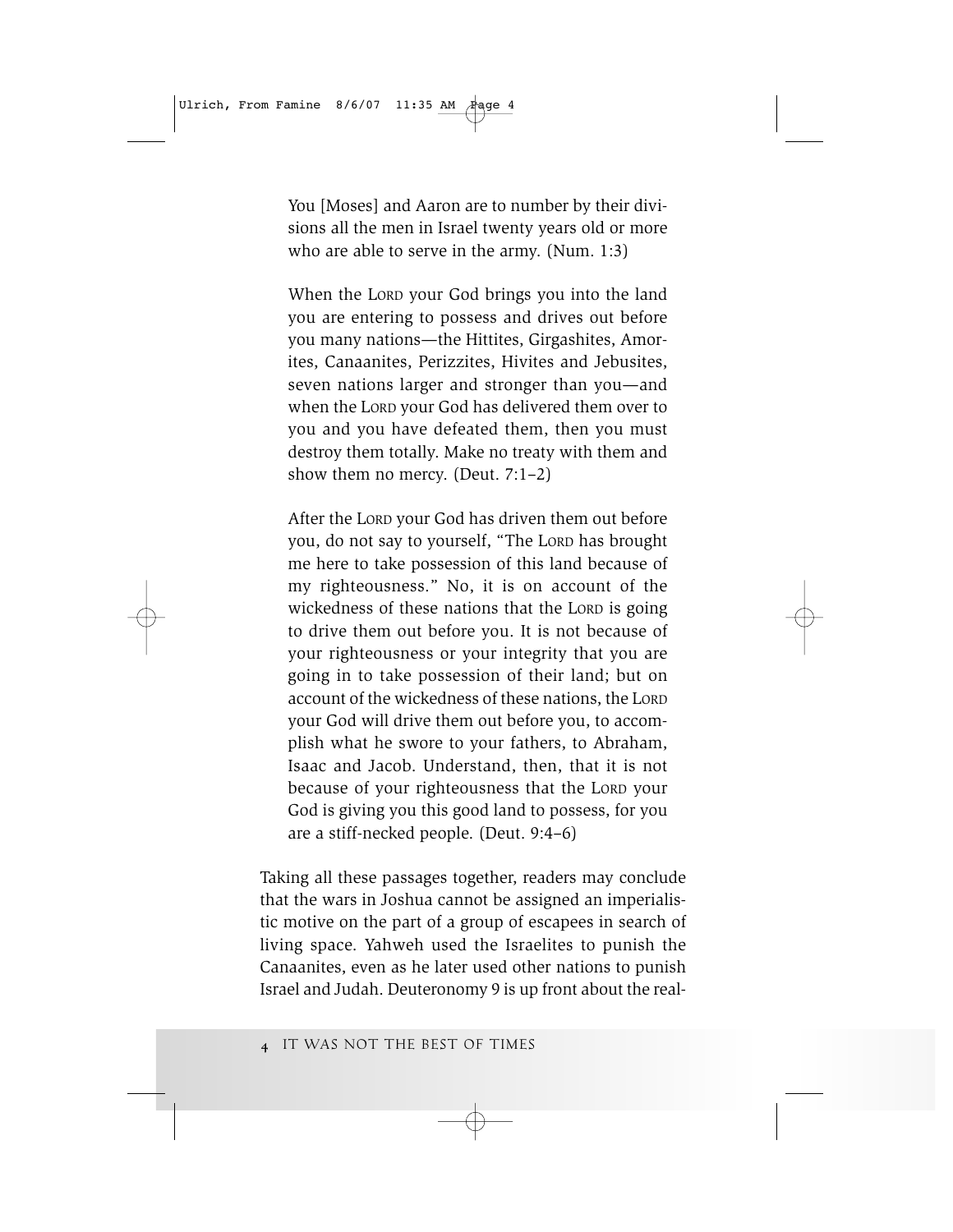> You [Moses] and Aaron are to number by their divisions all the men in Israel twenty years old or more who are able to serve in the army. (Num. 1:3)

> When the LORD your God brings you into the land you are entering to possess and drives out before you many nations—the Hittites, Girgashites, Amorites, Canaanites, Perizzites, Hivites and Jebusites, seven nations larger and stronger than you—and when the LORD your God has delivered them over to you and you have defeated them, then you must destroy them totally. Make no treaty with them and show them no mercy. (Deut. 7:1–2)

> After the LORD your God has driven them out before you, do not say to yourself, "The LORD has brought me here to take possession of this land because of my righteousness." No, it is on account of the wickedness of these nations that the LORD is going to drive them out before you. It is not because of your righteousness or your integrity that you are going in to take possession of their land; but on account of the wickedness of these nations, the LORD your God will drive them out before you, to accomplish what he swore to your fathers, to Abraham, Isaac and Jacob. Understand, then, that it is not because of your righteousness that the LORD your God is giving you this good land to possess, for you are a stiff-necked people. (Deut. 9:4–6)

Taking all these passages together, readers may conclude that the wars in Joshua cannot be assigned an imperialistic motive on the part of a group of escapees in search of living space. Yahweh used the Israelites to punish the Canaanites, even as he later used other nations to punish Israel and Judah. Deuteronomy 9 is up front about the real-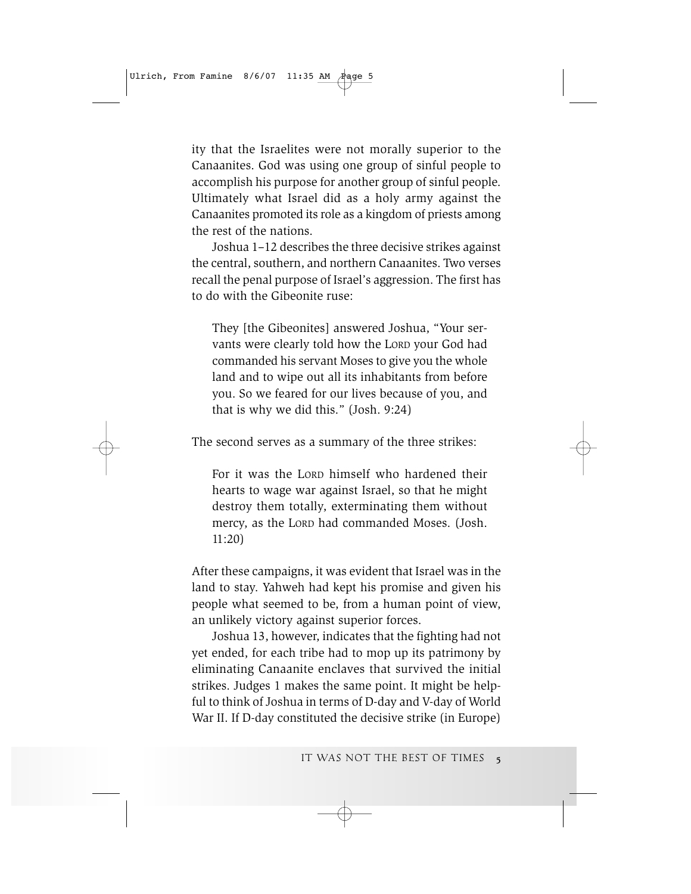ity that the Israelites were not morally superior to the Canaanites. God was using one group of sinful people to accomplish his purpose for another group of sinful people. Ultimately what Israel did as a holy army against the Canaanites promoted its role as a kingdom of priests among the rest of the nations.

Joshua 1–12 describes the three decisive strikes against the central, southern, and northern Canaanites. Two verses recall the penal purpose of Israel's aggression. The first has to do with the Gibeonite ruse:

> They [the Gibeonites] answered Joshua, "Your servants were clearly told how the LORD your God had commanded his servant Moses to give you the whole land and to wipe out all its inhabitants from before you. So we feared for our lives because of you, and that is why we did this." (Josh. 9:24)

The second serves as a summary of the three strikes:

> For it was the LORD himself who hardened their hearts to wage war against Israel, so that he might destroy them totally, exterminating them without mercy, as the LORD had commanded Moses. (Josh. 11:20)

After these campaigns, it was evident that Israel was in the land to stay. Yahweh had kept his promise and given his people what seemed to be, from a human point of view, an unlikely victory against superior forces.

Joshua 13, however, indicates that the fighting had not yet ended, for each tribe had to mop up its patrimony by eliminating Canaanite enclaves that survived the initial strikes. Judges 1 makes the same point. It might be helpful to think of Joshua in terms of D-day and V-day of World War II. If D-day constituted the decisive strike (in Europe)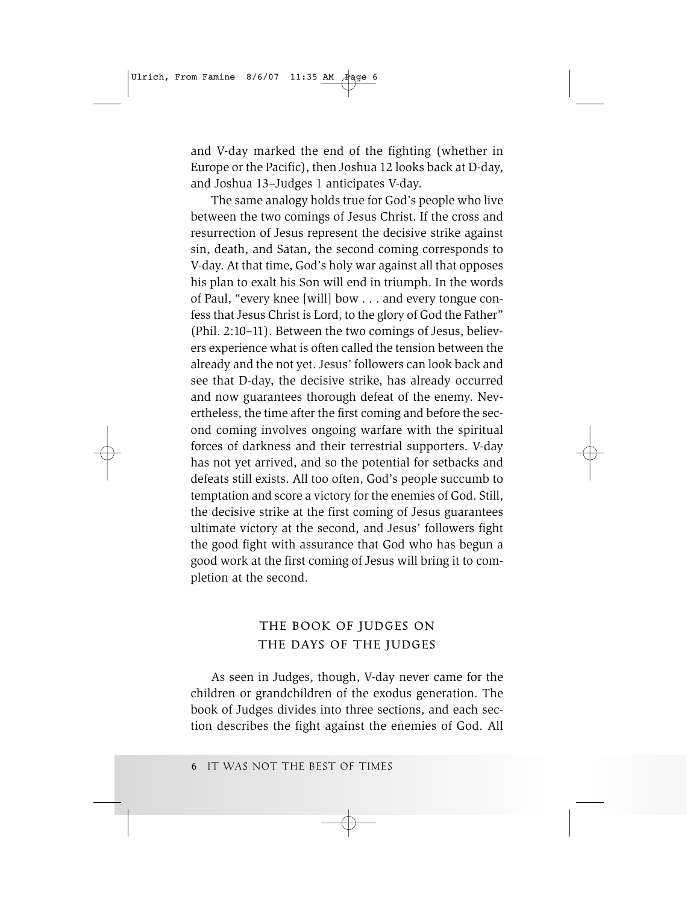and V-day marked the end of the fighting (whether in Europe or the Pacific), then Joshua 12 looks back at D-day, and Joshua 13–Judges 1 anticipates V-day.

The same analogy holds true for God's people who live between the two comings of Jesus Christ. If the cross and resurrection of Jesus represent the decisive strike against sin, death, and Satan, the second coming corresponds to V-day. At that time, God's holy war against all that opposes his plan to exalt his Son will end in triumph. In the words of Paul, "every knee [will] bow . . . and every tongue confess that Jesus Christ is Lord, to the glory of God the Father" (Phil. 2:10–11). Between the two comings of Jesus, believers experience what is often called the tension between the already and the not yet. Jesus' followers can look back and see that D-day, the decisive strike, has already occurred and now guarantees thorough defeat of the enemy. Nevertheless, the time after the first coming and before the second coming involves ongoing warfare with the spiritual forces of darkness and their terrestrial supporters. V-day has not yet arrived, and so the potential for setbacks and defeats still exists. All too often, God's people succumb to temptation and score a victory for the enemies of God. Still, the decisive strike at the first coming of Jesus guarantees ultimate victory at the second, and Jesus' followers fight the good fight with assurance that God who has begun a good work at the first coming of Jesus will bring it to completion at the second.

## THE BOOK OF JUDGES ON THE DAYS OF THE JUDGES

As seen in Judges, though, V-day never came for the children or grandchildren of the exodus generation. The book of Judges divides into three sections, and each section describes the fight against the enemies of God. All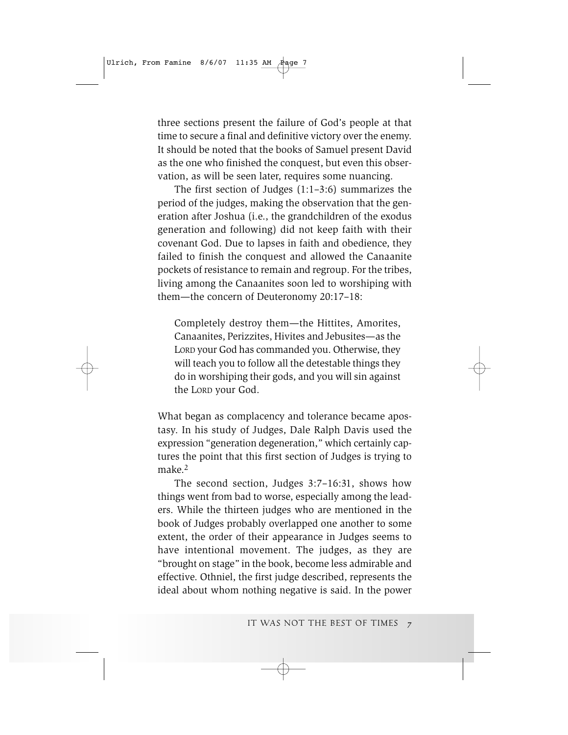three sections present the failure of God's people at that time to secure a final and definitive victory over the enemy. It should be noted that the books of Samuel present David as the one who finished the conquest, but even this observation, as will be seen later, requires some nuancing.

The first section of Judges (1:1–3:6) summarizes the period of the judges, making the observation that the generation after Joshua (i.e., the grandchildren of the exodus generation and following) did not keep faith with their covenant God. Due to lapses in faith and obedience, they failed to finish the conquest and allowed the Canaanite pockets of resistance to remain and regroup. For the tribes, living among the Canaanites soon led to worshiping with them—the concern of Deuteronomy 20:17–18:

> Completely destroy them—the Hittites, Amorites, Canaanites, Perizzites, Hivites and Jebusites—as the LORD your God has commanded you. Otherwise, they will teach you to follow all the detestable things they do in worshiping their gods, and you will sin against the LORD your God.

What began as complacency and tolerance became apostasy. In his study of Judges, Dale Ralph Davis used the expression "generation degeneration," which certainly captures the point that this first section of Judges is trying to make.[2]

The second section, Judges 3:7–16:31, shows how things went from bad to worse, especially among the leaders. While the thirteen judges who are mentioned in the book of Judges probably overlapped one another to some extent, the order of their appearance in Judges seems to have intentional movement. The judges, as they are "brought on stage" in the book, become less admirable and effective. Othniel, the first judge described, represents the ideal about whom nothing negative is said. In the power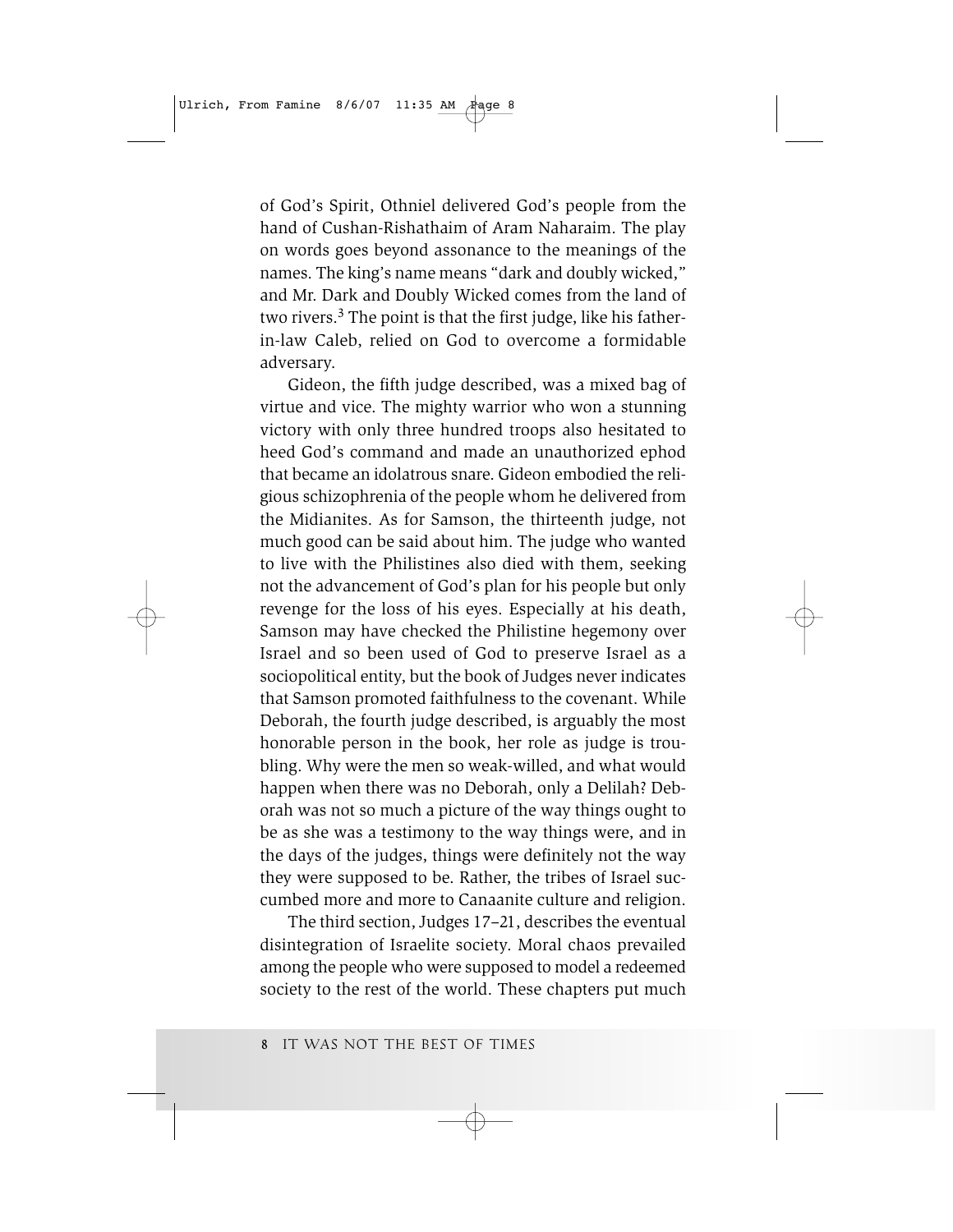of God's Spirit, Othniel delivered God's people from the hand of Cushan-Rishathaim of Aram Naharaim. The play on words goes beyond assonance to the meanings of the names. The king's name means "dark and doubly wicked," and Mr. Dark and Doubly Wicked comes from the land of two rivers.[3] The point is that the first judge, like his father-in-law Caleb, relied on God to overcome a formidable adversary.

Gideon, the fifth judge described, was a mixed bag of virtue and vice. The mighty warrior who won a stunning victory with only three hundred troops also hesitated to heed God's command and made an unauthorized ephod that became an idolatrous snare. Gideon embodied the religious schizophrenia of the people whom he delivered from the Midianites. As for Samson, the thirteenth judge, not much good can be said about him. The judge who wanted to live with the Philistines also died with them, seeking not the advancement of God's plan for his people but only revenge for the loss of his eyes. Especially at his death, Samson may have checked the Philistine hegemony over Israel and so been used of God to preserve Israel as a sociopolitical entity, but the book of Judges never indicates that Samson promoted faithfulness to the covenant. While Deborah, the fourth judge described, is arguably the most honorable person in the book, her role as judge is troubling. Why were the men so weak-willed, and what would happen when there was no Deborah, only a Delilah? Deborah was not so much a picture of the way things ought to be as she was a testimony to the way things were, and in the days of the judges, things were definitely not the way they were supposed to be. Rather, the tribes of Israel succumbed more and more to Canaanite culture and religion.

The third section, Judges 17–21, describes the eventual disintegration of Israelite society. Moral chaos prevailed among the people who were supposed to model a redeemed society to the rest of the world. These chapters put much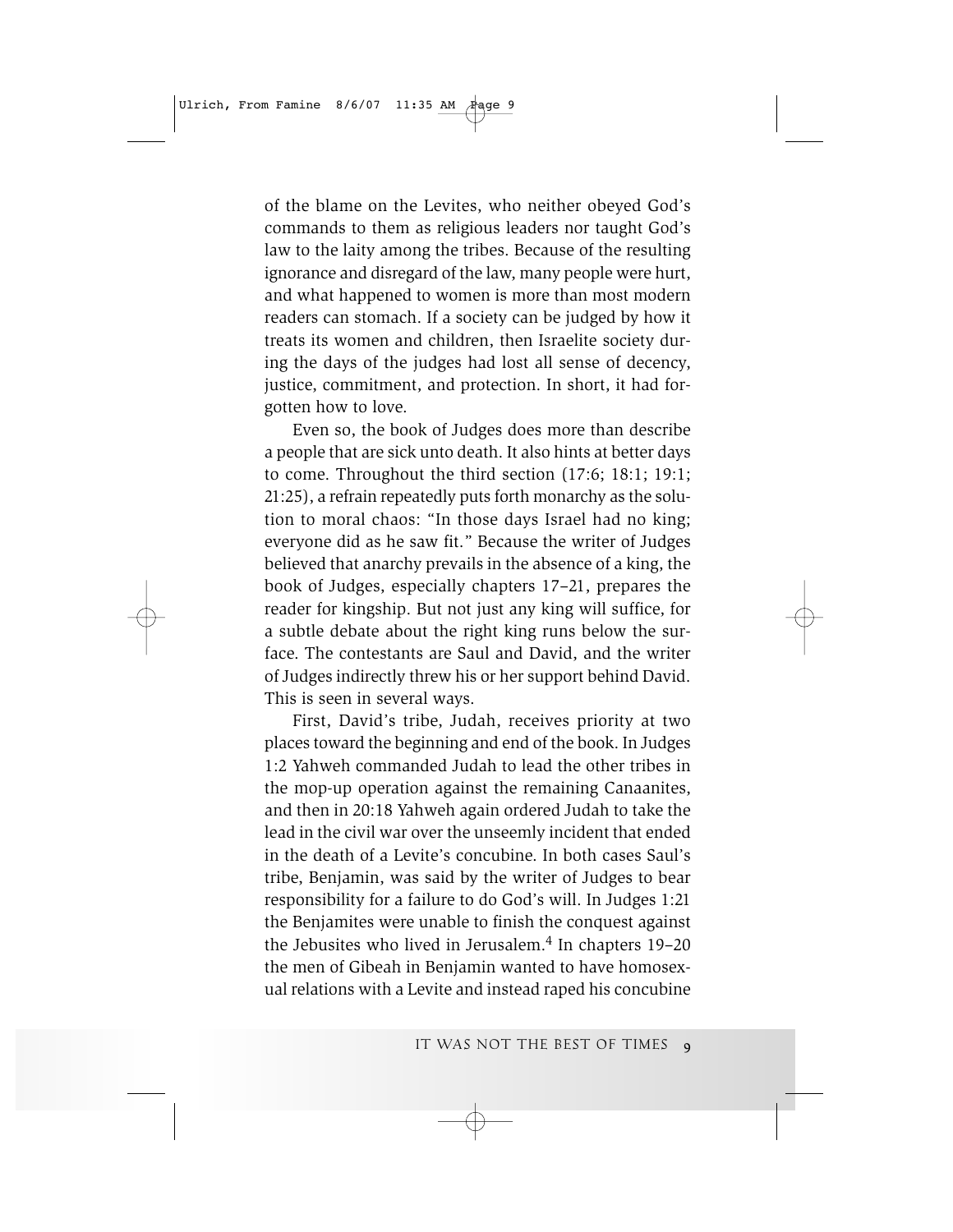of the blame on the Levites, who neither obeyed God's commands to them as religious leaders nor taught God's law to the laity among the tribes. Because of the resulting ignorance and disregard of the law, many people were hurt, and what happened to women is more than most modern readers can stomach. If a society can be judged by how it treats its women and children, then Israelite society during the days of the judges had lost all sense of decency, justice, commitment, and protection. In short, it had forgotten how to love.

Even so, the book of Judges does more than describe a people that are sick unto death. It also hints at better days to come. Throughout the third section (17:6; 18:1; 19:1; 21:25), a refrain repeatedly puts forth monarchy as the solution to moral chaos: "In those days Israel had no king; everyone did as he saw fit." Because the writer of Judges believed that anarchy prevails in the absence of a king, the book of Judges, especially chapters 17–21, prepares the reader for kingship. But not just any king will suffice, for a subtle debate about the right king runs below the surface. The contestants are Saul and David, and the writer of Judges indirectly threw his or her support behind David. This is seen in several ways.

First, David's tribe, Judah, receives priority at two places toward the beginning and end of the book. In Judges 1:2 Yahweh commanded Judah to lead the other tribes in the mop-up operation against the remaining Canaanites, and then in 20:18 Yahweh again ordered Judah to take the lead in the civil war over the unseemly incident that ended in the death of a Levite's concubine. In both cases Saul's tribe, Benjamin, was said by the writer of Judges to bear responsibility for a failure to do God's will. In Judges 1:21 the Benjamites were unable to finish the conquest against the Jebusites who lived in Jerusalem.[4] In chapters 19–20 the men of Gibeah in Benjamin wanted to have homosexual relations with a Levite and instead raped his concubine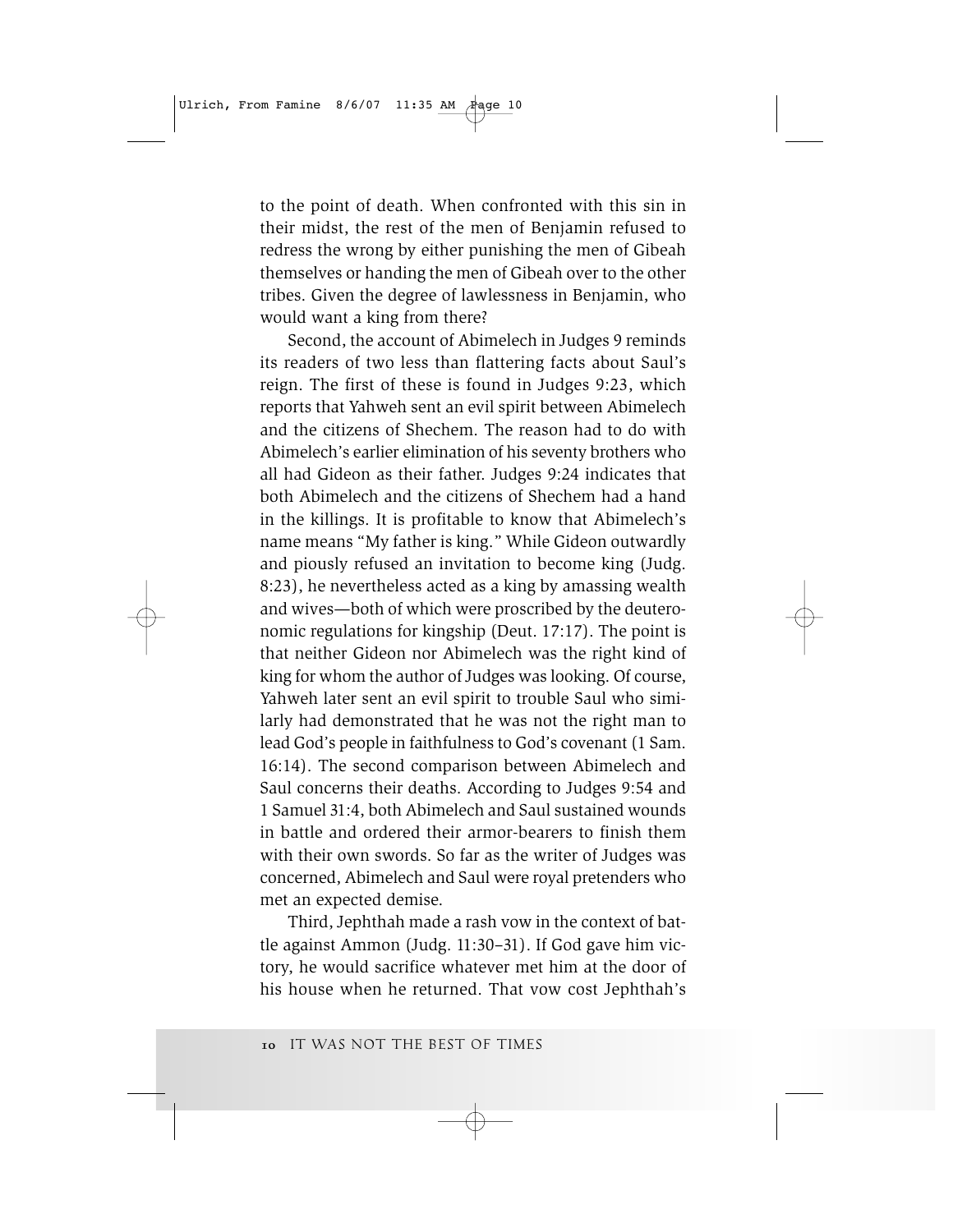to the point of death. When confronted with this sin in their midst, the rest of the men of Benjamin refused to redress the wrong by either punishing the men of Gibeah themselves or handing the men of Gibeah over to the other tribes. Given the degree of lawlessness in Benjamin, who would want a king from there?

Second, the account of Abimelech in Judges 9 reminds its readers of two less than flattering facts about Saul's reign. The first of these is found in Judges 9:23, which reports that Yahweh sent an evil spirit between Abimelech and the citizens of Shechem. The reason had to do with Abimelech's earlier elimination of his seventy brothers who all had Gideon as their father. Judges 9:24 indicates that both Abimelech and the citizens of Shechem had a hand in the killings. It is profitable to know that Abimelech's name means "My father is king." While Gideon outwardly and piously refused an invitation to become king (Judg. 8:23), he nevertheless acted as a king by amassing wealth and wives—both of which were proscribed by the deuteronomic regulations for kingship (Deut. 17:17). The point is that neither Gideon nor Abimelech was the right kind of king for whom the author of Judges was looking. Of course, Yahweh later sent an evil spirit to trouble Saul who similarly had demonstrated that he was not the right man to lead God's people in faithfulness to God's covenant (1 Sam. 16:14). The second comparison between Abimelech and Saul concerns their deaths. According to Judges 9:54 and 1 Samuel 31:4, both Abimelech and Saul sustained wounds in battle and ordered their armor-bearers to finish them with their own swords. So far as the writer of Judges was concerned, Abimelech and Saul were royal pretenders who met an expected demise.

Third, Jephthah made a rash vow in the context of battle against Ammon (Judg. 11:30–31). If God gave him victory, he would sacrifice whatever met him at the door of his house when he returned. That vow cost Jephthah's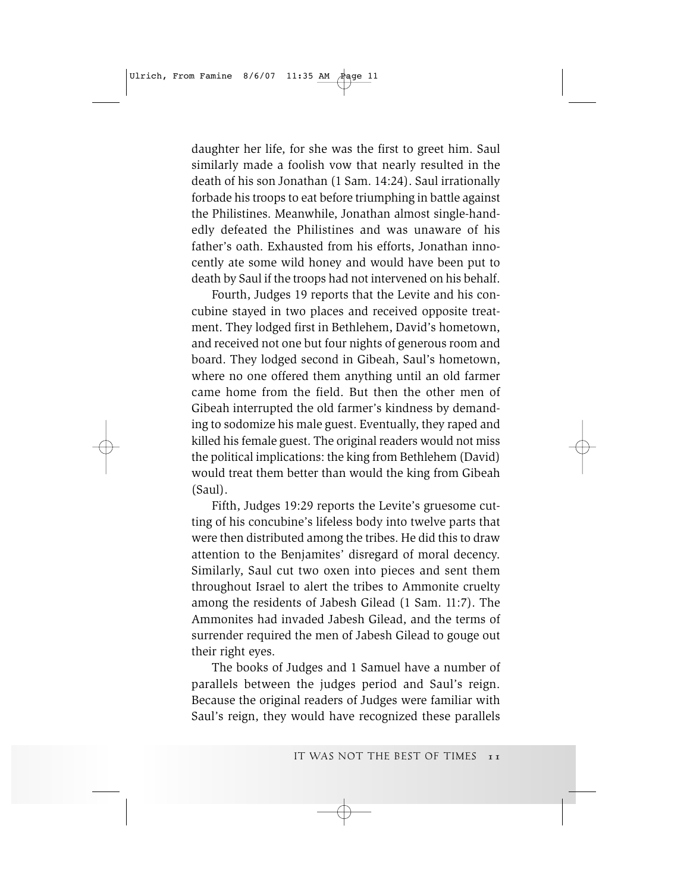daughter her life, for she was the first to greet him. Saul similarly made a foolish vow that nearly resulted in the death of his son Jonathan (1 Sam. 14:24). Saul irrationally forbade his troops to eat before triumphing in battle against the Philistines. Meanwhile, Jonathan almost single-handedly defeated the Philistines and was unaware of his father's oath. Exhausted from his efforts, Jonathan innocently ate some wild honey and would have been put to death by Saul if the troops had not intervened on his behalf.

Fourth, Judges 19 reports that the Levite and his concubine stayed in two places and received opposite treatment. They lodged first in Bethlehem, David's hometown, and received not one but four nights of generous room and board. They lodged second in Gibeah, Saul's hometown, where no one offered them anything until an old farmer came home from the field. But then the other men of Gibeah interrupted the old farmer's kindness by demanding to sodomize his male guest. Eventually, they raped and killed his female guest. The original readers would not miss the political implications: the king from Bethlehem (David) would treat them better than would the king from Gibeah (Saul).

Fifth, Judges 19:29 reports the Levite's gruesome cutting of his concubine's lifeless body into twelve parts that were then distributed among the tribes. He did this to draw attention to the Benjamites' disregard of moral decency. Similarly, Saul cut two oxen into pieces and sent them throughout Israel to alert the tribes to Ammonite cruelty among the residents of Jabesh Gilead (1 Sam. 11:7). The Ammonites had invaded Jabesh Gilead, and the terms of surrender required the men of Jabesh Gilead to gouge out their right eyes.

The books of Judges and 1 Samuel have a number of parallels between the judges period and Saul's reign. Because the original readers of Judges were familiar with Saul's reign, they would have recognized these parallels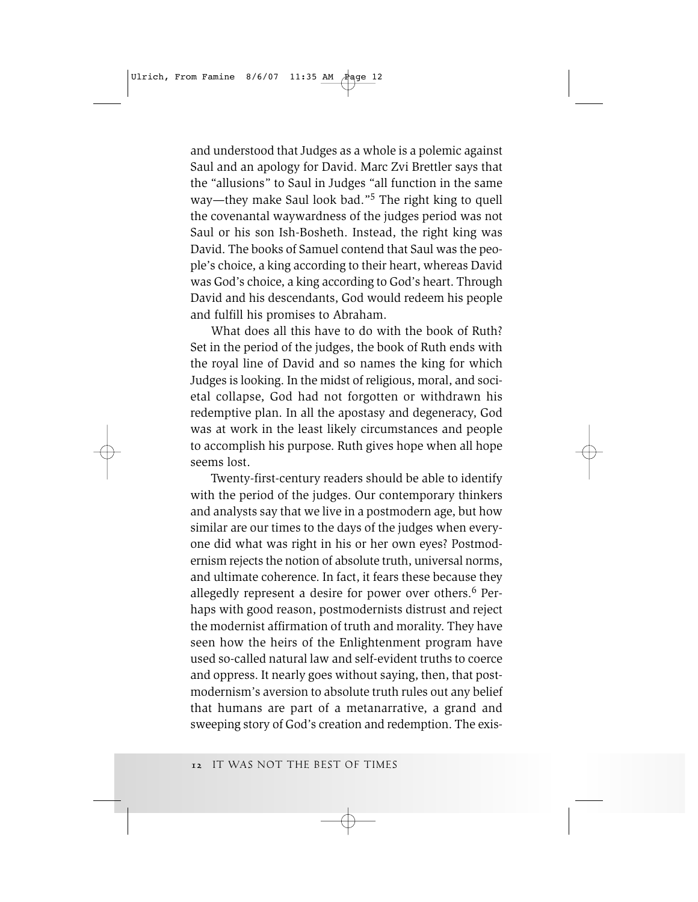and understood that Judges as a whole is a polemic against Saul and an apology for David. Marc Zvi Brettler says that the "allusions" to Saul in Judges "all function in the same way—they make Saul look bad."[5] The right king to quell the covenantal waywardness of the judges period was not Saul or his son Ish-Bosheth. Instead, the right king was David. The books of Samuel contend that Saul was the people's choice, a king according to their heart, whereas David was God's choice, a king according to God's heart. Through David and his descendants, God would redeem his people and fulfill his promises to Abraham.

What does all this have to do with the book of Ruth? Set in the period of the judges, the book of Ruth ends with the royal line of David and so names the king for which Judges is looking. In the midst of religious, moral, and societal collapse, God had not forgotten or withdrawn his redemptive plan. In all the apostasy and degeneracy, God was at work in the least likely circumstances and people to accomplish his purpose. Ruth gives hope when all hope seems lost.

Twenty-first-century readers should be able to identify with the period of the judges. Our contemporary thinkers and analysts say that we live in a postmodern age, but how similar are our times to the days of the judges when everyone did what was right in his or her own eyes? Postmodernism rejects the notion of absolute truth, universal norms, and ultimate coherence. In fact, it fears these because they allegedly represent a desire for power over others.[6] Perhaps with good reason, postmodernists distrust and reject the modernist affirmation of truth and morality. They have seen how the heirs of the Enlightenment program have used so-called natural law and self-evident truths to coerce and oppress. It nearly goes without saying, then, that postmodernism's aversion to absolute truth rules out any belief that humans are part of a metanarrative, a grand and sweeping story of God's creation and redemption. The exis-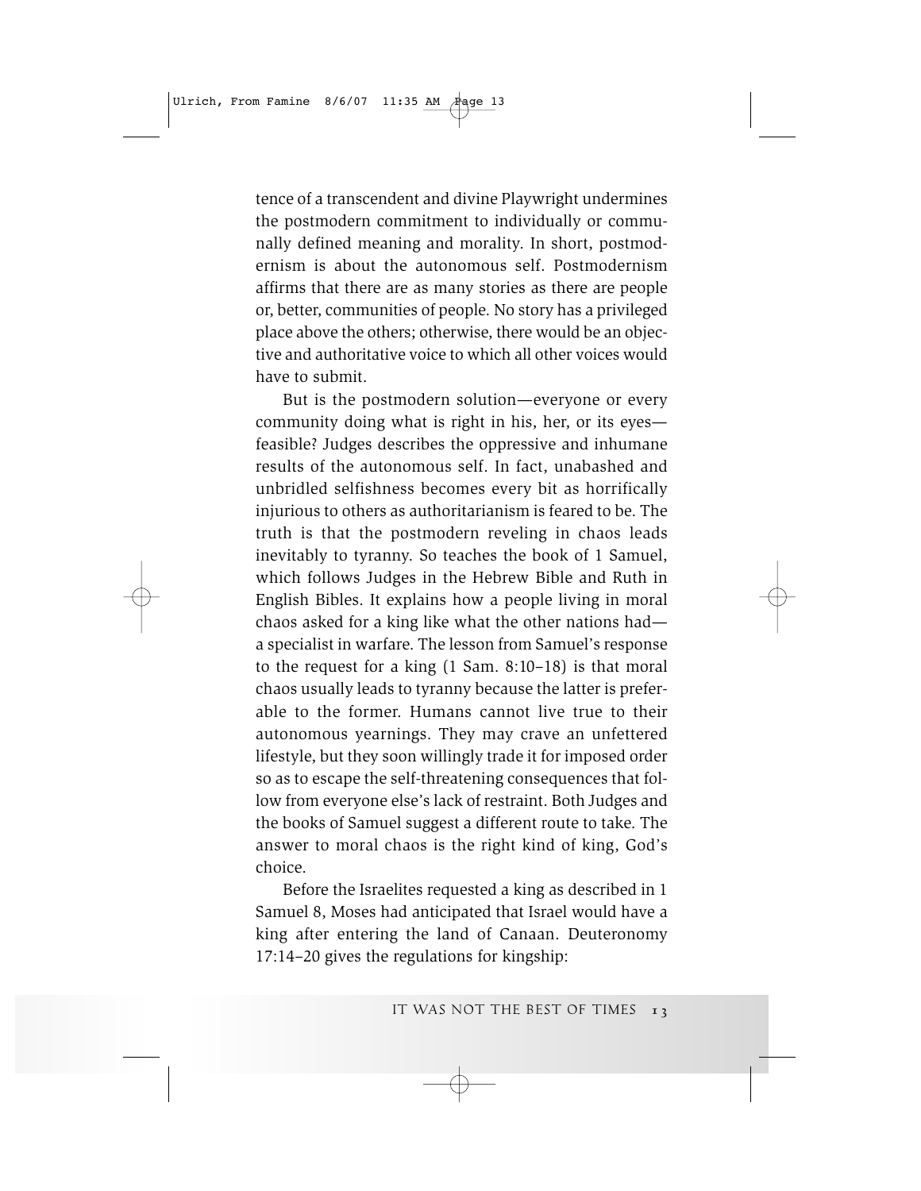tence of a transcendent and divine Playwright undermines the postmodern commitment to individually or communally defined meaning and morality. In short, postmodernism is about the autonomous self. Postmodernism affirms that there are as many stories as there are people or, better, communities of people. No story has a privileged place above the others; otherwise, there would be an objective and authoritative voice to which all other voices would have to submit.

But is the postmodern solution—everyone or every community doing what is right in his, her, or its eyes—feasible? Judges describes the oppressive and inhumane results of the autonomous self. In fact, unabashed and unbridled selfishness becomes every bit as horrifically injurious to others as authoritarianism is feared to be. The truth is that the postmodern reveling in chaos leads inevitably to tyranny. So teaches the book of 1 Samuel, which follows Judges in the Hebrew Bible and Ruth in English Bibles. It explains how a people living in moral chaos asked for a king like what the other nations had—a specialist in warfare. The lesson from Samuel's response to the request for a king (1 Sam. 8:10–18) is that moral chaos usually leads to tyranny because the latter is preferable to the former. Humans cannot live true to their autonomous yearnings. They may crave an unfettered lifestyle, but they soon willingly trade it for imposed order so as to escape the self-threatening consequences that follow from everyone else's lack of restraint. Both Judges and the books of Samuel suggest a different route to take. The answer to moral chaos is the right kind of king, God's choice.

Before the Israelites requested a king as described in 1 Samuel 8, Moses had anticipated that Israel would have a king after entering the land of Canaan. Deuteronomy 17:14–20 gives the regulations for kingship: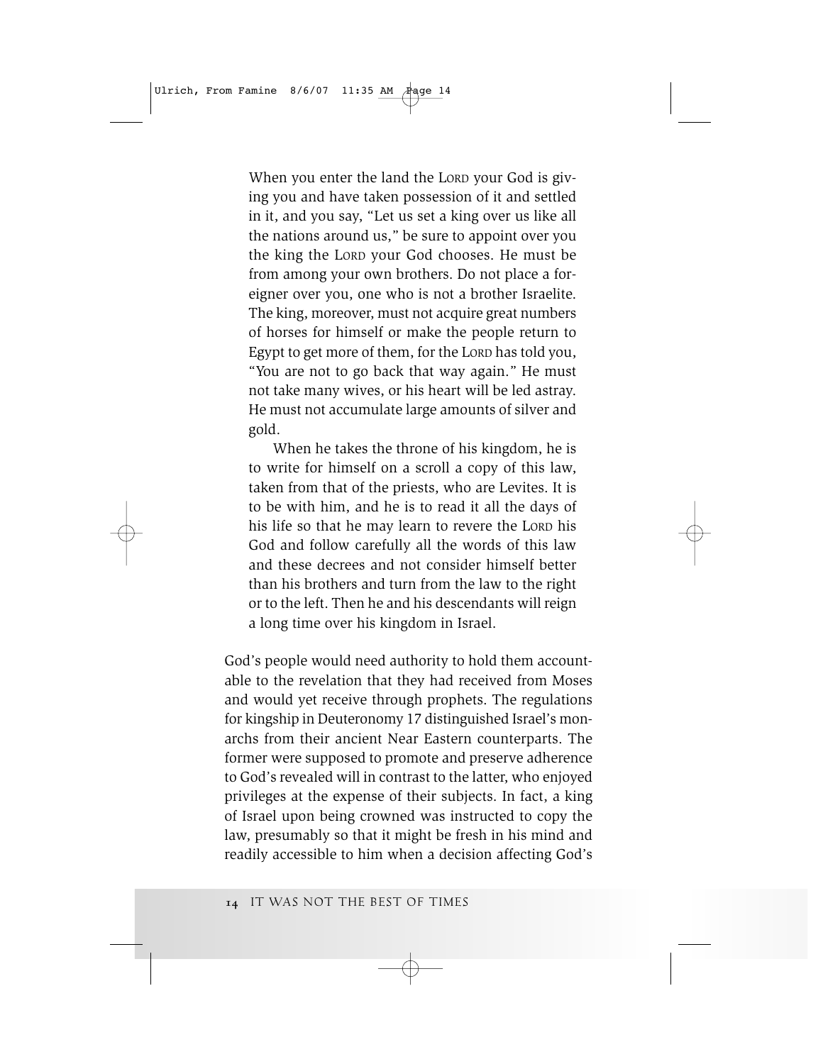> When you enter the land the LORD your God is giving you and have taken possession of it and settled in it, and you say, "Let us set a king over us like all the nations around us," be sure to appoint over you the king the LORD your God chooses. He must be from among your own brothers. Do not place a foreigner over you, one who is not a brother Israelite. The king, moreover, must not acquire great numbers of horses for himself or make the people return to Egypt to get more of them, for the LORD has told you, "You are not to go back that way again." He must not take many wives, or his heart will be led astray. He must not accumulate large amounts of silver and gold.
>
> When he takes the throne of his kingdom, he is to write for himself on a scroll a copy of this law, taken from that of the priests, who are Levites. It is to be with him, and he is to read it all the days of his life so that he may learn to revere the LORD his God and follow carefully all the words of this law and these decrees and not consider himself better than his brothers and turn from the law to the right or to the left. Then he and his descendants will reign a long time over his kingdom in Israel.

God's people would need authority to hold them accountable to the revelation that they had received from Moses and would yet receive through prophets. The regulations for kingship in Deuteronomy 17 distinguished Israel's monarchs from their ancient Near Eastern counterparts. The former were supposed to promote and preserve adherence to God's revealed will in contrast to the latter, who enjoyed privileges at the expense of their subjects. In fact, a king of Israel upon being crowned was instructed to copy the law, presumably so that it might be fresh in his mind and readily accessible to him when a decision affecting God's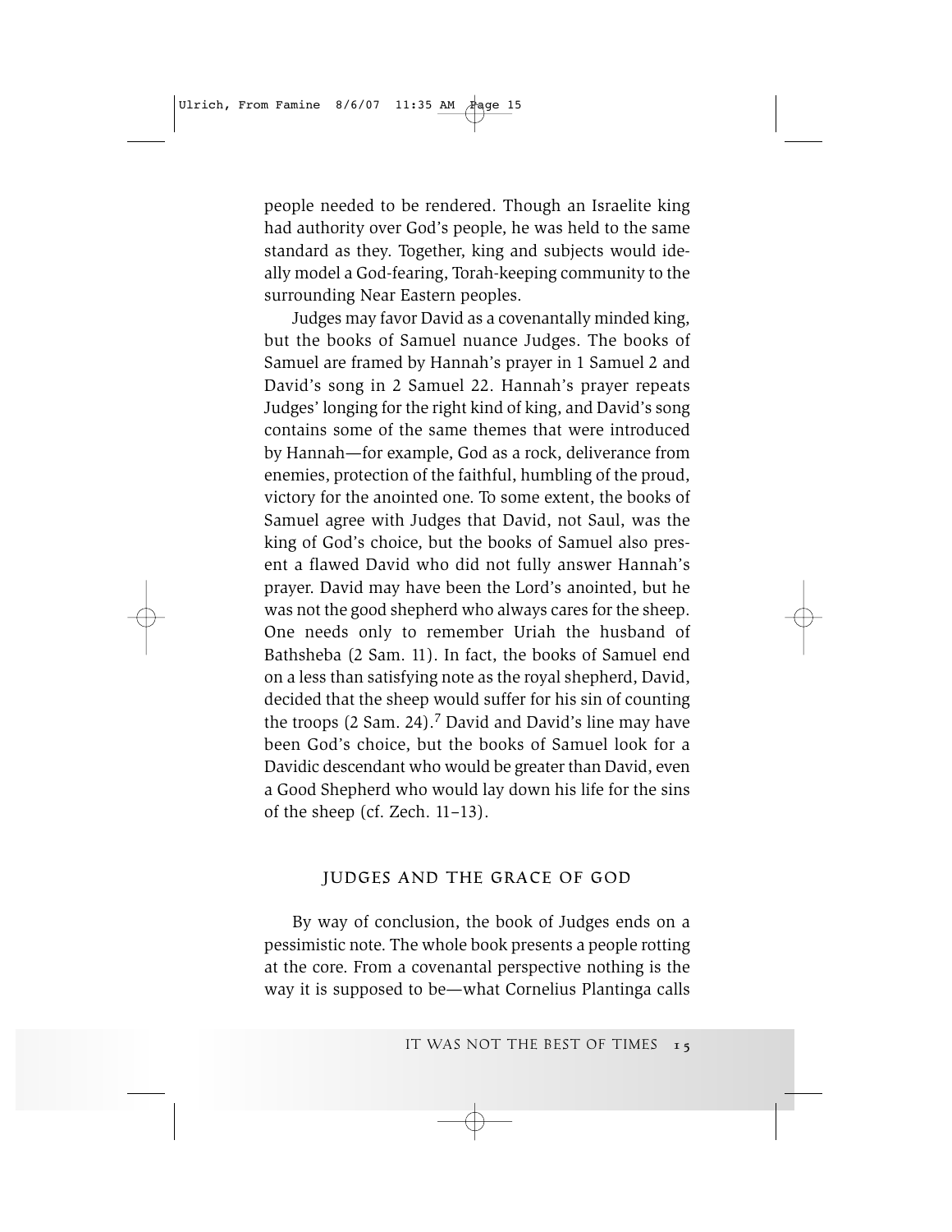people needed to be rendered. Though an Israelite king had authority over God's people, he was held to the same standard as they. Together, king and subjects would ideally model a God-fearing, Torah-keeping community to the surrounding Near Eastern peoples.

Judges may favor David as a covenantally minded king, but the books of Samuel nuance Judges. The books of Samuel are framed by Hannah's prayer in 1 Samuel 2 and David's song in 2 Samuel 22. Hannah's prayer repeats Judges' longing for the right kind of king, and David's song contains some of the same themes that were introduced by Hannah—for example, God as a rock, deliverance from enemies, protection of the faithful, humbling of the proud, victory for the anointed one. To some extent, the books of Samuel agree with Judges that David, not Saul, was the king of God's choice, but the books of Samuel also present a flawed David who did not fully answer Hannah's prayer. David may have been the Lord's anointed, but he was not the good shepherd who always cares for the sheep. One needs only to remember Uriah the husband of Bathsheba (2 Sam. 11). In fact, the books of Samuel end on a less than satisfying note as the royal shepherd, David, decided that the sheep would suffer for his sin of counting the troops (2 Sam. 24).[7] David and David's line may have been God's choice, but the books of Samuel look for a Davidic descendant who would be greater than David, even a Good Shepherd who would lay down his life for the sins of the sheep (cf. Zech. 11–13).

## JUDGES AND THE GRACE OF GOD

By way of conclusion, the book of Judges ends on a pessimistic note. The whole book presents a people rotting at the core. From a covenantal perspective nothing is the way it is supposed to be—what Cornelius Plantinga calls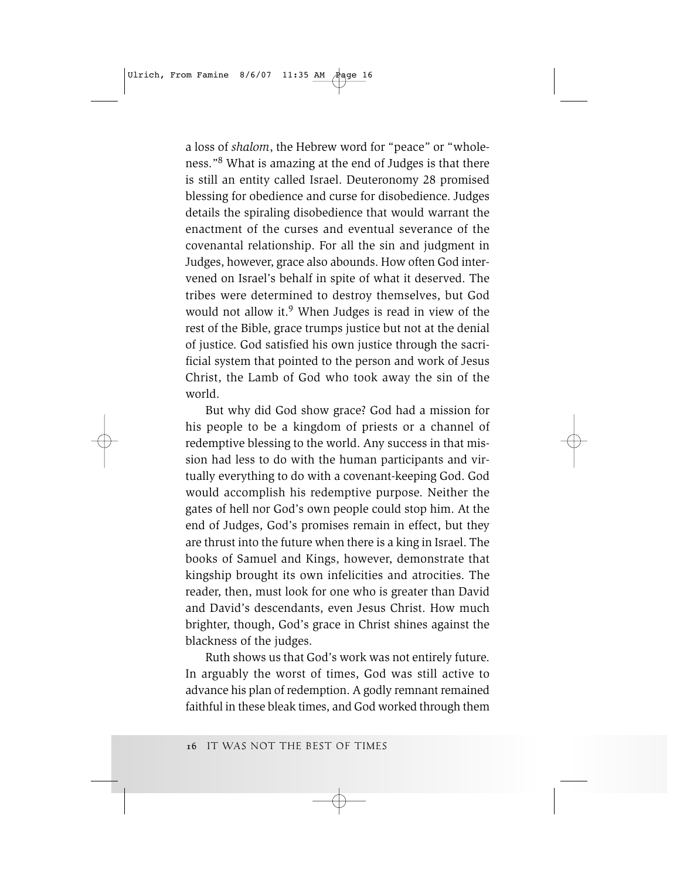a loss of *shalom*, the Hebrew word for "peace" or "wholeness."[8] What is amazing at the end of Judges is that there is still an entity called Israel. Deuteronomy 28 promised blessing for obedience and curse for disobedience. Judges details the spiraling disobedience that would warrant the enactment of the curses and eventual severance of the covenantal relationship. For all the sin and judgment in Judges, however, grace also abounds. How often God intervened on Israel's behalf in spite of what it deserved. The tribes were determined to destroy themselves, but God would not allow it.[9] When Judges is read in view of the rest of the Bible, grace trumps justice but not at the denial of justice. God satisfied his own justice through the sacrificial system that pointed to the person and work of Jesus Christ, the Lamb of God who took away the sin of the world.

But why did God show grace? God had a mission for his people to be a kingdom of priests or a channel of redemptive blessing to the world. Any success in that mission had less to do with the human participants and virtually everything to do with a covenant-keeping God. God would accomplish his redemptive purpose. Neither the gates of hell nor God's own people could stop him. At the end of Judges, God's promises remain in effect, but they are thrust into the future when there is a king in Israel. The books of Samuel and Kings, however, demonstrate that kingship brought its own infelicities and atrocities. The reader, then, must look for one who is greater than David and David's descendants, even Jesus Christ. How much brighter, though, God's grace in Christ shines against the blackness of the judges.

Ruth shows us that God's work was not entirely future. In arguably the worst of times, God was still active to advance his plan of redemption. A godly remnant remained faithful in these bleak times, and God worked through them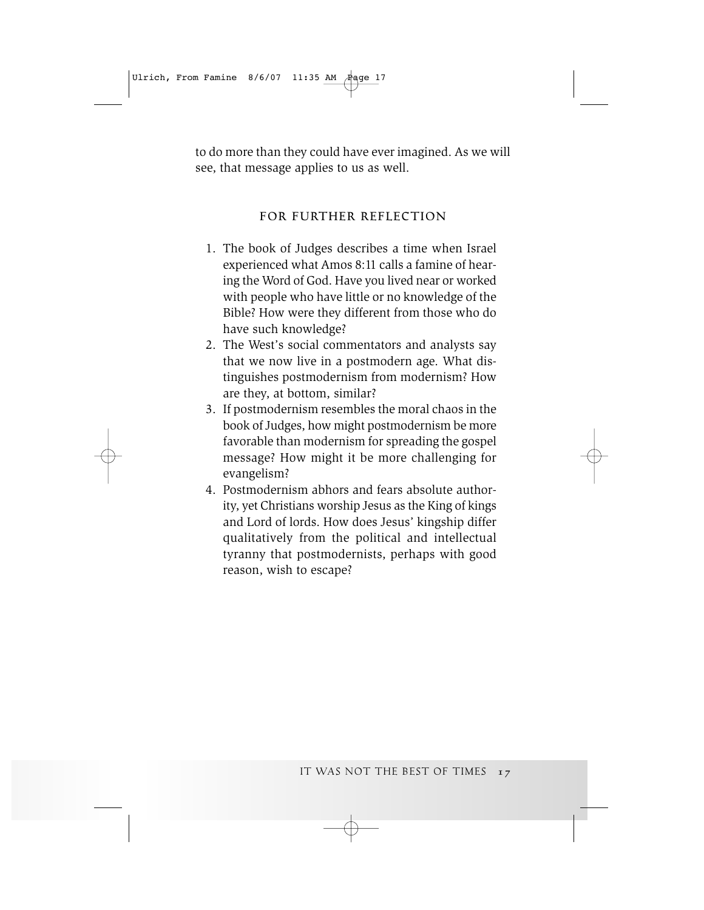to do more than they could have ever imagined. As we will see, that message applies to us as well.

## FOR FURTHER REFLECTION

1. The book of Judges describes a time when Israel experienced what Amos 8:11 calls a famine of hearing the Word of God. Have you lived near or worked with people who have little or no knowledge of the Bible? How were they different from those who do have such knowledge?
2. The West's social commentators and analysts say that we now live in a postmodern age. What distinguishes postmodernism from modernism? How are they, at bottom, similar?
3. If postmodernism resembles the moral chaos in the book of Judges, how might postmodernism be more favorable than modernism for spreading the gospel message? How might it be more challenging for evangelism?
4. Postmodernism abhors and fears absolute authority, yet Christians worship Jesus as the King of kings and Lord of lords. How does Jesus' kingship differ qualitatively from the political and intellectual tyranny that postmodernists, perhaps with good reason, wish to escape?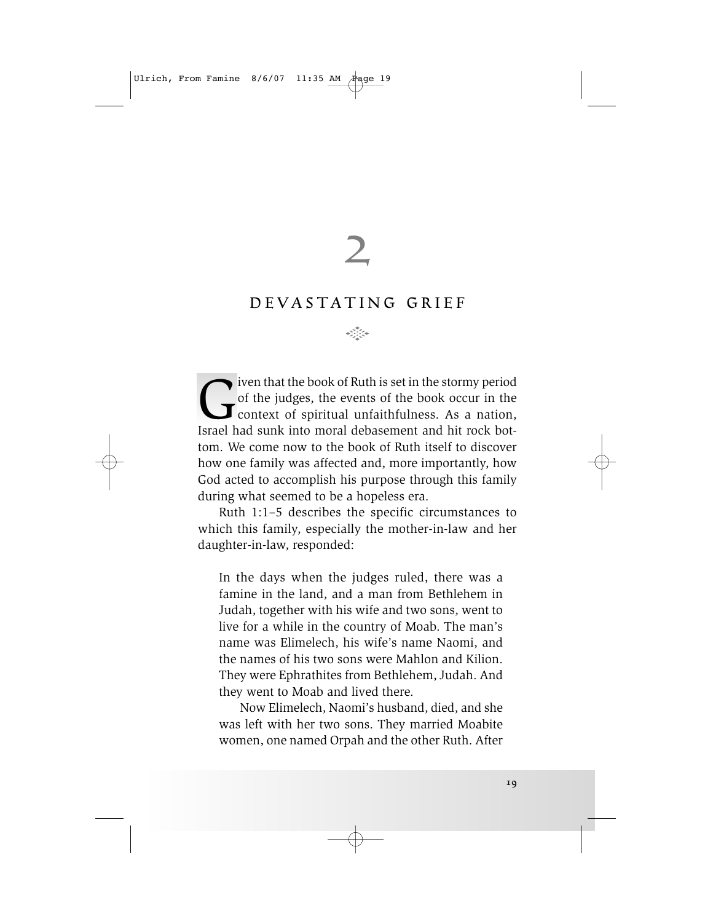# 2

## DEVASTATING GRIEF

Given that the book of Ruth is set in the stormy period of the judges, the events of the book occur in the context of spiritual unfaithfulness. As a nation, Israel had sunk into moral debasement and hit rock bottom. We come now to the book of Ruth itself to discover how one family was affected and, more importantly, how God acted to accomplish his purpose through this family during what seemed to be a hopeless era.

Ruth 1:1–5 describes the specific circumstances to which this family, especially the mother-in-law and her daughter-in-law, responded:

> In the days when the judges ruled, there was a famine in the land, and a man from Bethlehem in Judah, together with his wife and two sons, went to live for a while in the country of Moab. The man's name was Elimelech, his wife's name Naomi, and the names of his two sons were Mahlon and Kilion. They were Ephrathites from Bethlehem, Judah. And they went to Moab and lived there.
>
> Now Elimelech, Naomi's husband, died, and she was left with her two sons. They married Moabite women, one named Orpah and the other Ruth. After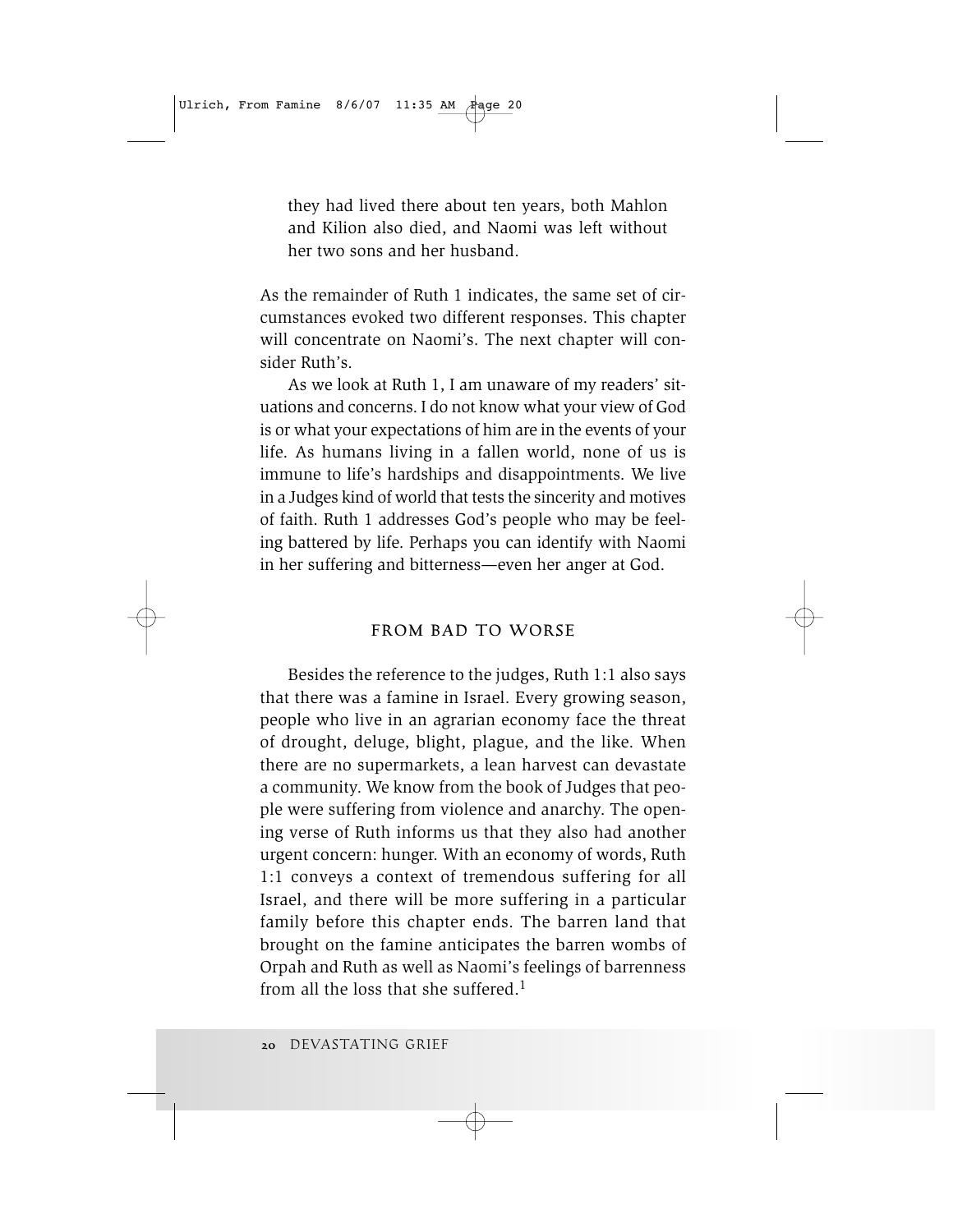they had lived there about ten years, both Mahlon and Kilion also died, and Naomi was left without her two sons and her husband.

As the remainder of Ruth 1 indicates, the same set of circumstances evoked two different responses. This chapter will concentrate on Naomi's. The next chapter will consider Ruth's.

As we look at Ruth 1, I am unaware of my readers' situations and concerns. I do not know what your view of God is or what your expectations of him are in the events of your life. As humans living in a fallen world, none of us is immune to life's hardships and disappointments. We live in a Judges kind of world that tests the sincerity and motives of faith. Ruth 1 addresses God's people who may be feeling battered by life. Perhaps you can identify with Naomi in her suffering and bitterness—even her anger at God.

## FROM BAD TO WORSE

Besides the reference to the judges, Ruth 1:1 also says that there was a famine in Israel. Every growing season, people who live in an agrarian economy face the threat of drought, deluge, blight, plague, and the like. When there are no supermarkets, a lean harvest can devastate a community. We know from the book of Judges that people were suffering from violence and anarchy. The opening verse of Ruth informs us that they also had another urgent concern: hunger. With an economy of words, Ruth 1:1 conveys a context of tremendous suffering for all Israel, and there will be more suffering in a particular family before this chapter ends. The barren land that brought on the famine anticipates the barren wombs of Orpah and Ruth as well as Naomi's feelings of barrenness from all the loss that she suffered.[1]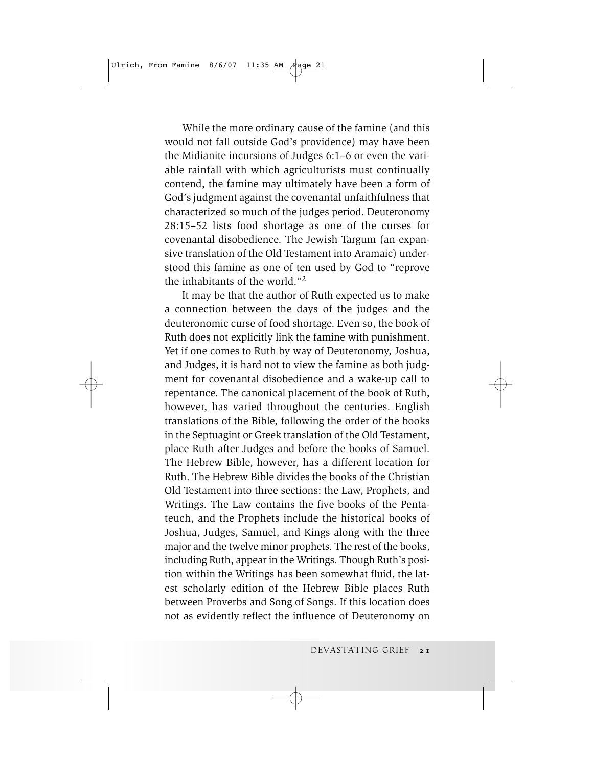While the more ordinary cause of the famine (and this would not fall outside God's providence) may have been the Midianite incursions of Judges 6:1–6 or even the variable rainfall with which agriculturists must continually contend, the famine may ultimately have been a form of God's judgment against the covenantal unfaithfulness that characterized so much of the judges period. Deuteronomy 28:15–52 lists food shortage as one of the curses for covenantal disobedience. The Jewish Targum (an expansive translation of the Old Testament into Aramaic) understood this famine as one of ten used by God to "reprove the inhabitants of the world."[2]

It may be that the author of Ruth expected us to make a connection between the days of the judges and the deuteronomic curse of food shortage. Even so, the book of Ruth does not explicitly link the famine with punishment. Yet if one comes to Ruth by way of Deuteronomy, Joshua, and Judges, it is hard not to view the famine as both judgment for covenantal disobedience and a wake-up call to repentance. The canonical placement of the book of Ruth, however, has varied throughout the centuries. English translations of the Bible, following the order of the books in the Septuagint or Greek translation of the Old Testament, place Ruth after Judges and before the books of Samuel. The Hebrew Bible, however, has a different location for Ruth. The Hebrew Bible divides the books of the Christian Old Testament into three sections: the Law, Prophets, and Writings. The Law contains the five books of the Pentateuch, and the Prophets include the historical books of Joshua, Judges, Samuel, and Kings along with the three major and the twelve minor prophets. The rest of the books, including Ruth, appear in the Writings. Though Ruth's position within the Writings has been somewhat fluid, the latest scholarly edition of the Hebrew Bible places Ruth between Proverbs and Song of Songs. If this location does not as evidently reflect the influence of Deuteronomy on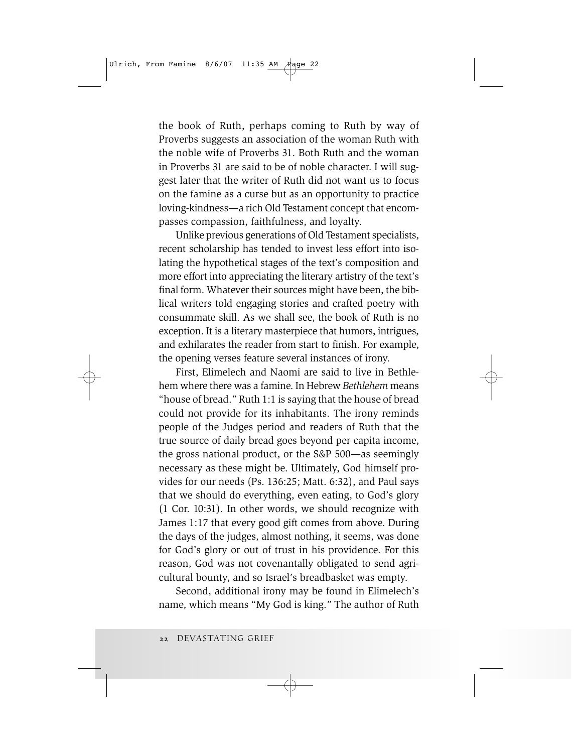the book of Ruth, perhaps coming to Ruth by way of Proverbs suggests an association of the woman Ruth with the noble wife of Proverbs 31. Both Ruth and the woman in Proverbs 31 are said to be of noble character. I will suggest later that the writer of Ruth did not want us to focus on the famine as a curse but as an opportunity to practice loving-kindness—a rich Old Testament concept that encompasses compassion, faithfulness, and loyalty.

Unlike previous generations of Old Testament specialists, recent scholarship has tended to invest less effort into isolating the hypothetical stages of the text's composition and more effort into appreciating the literary artistry of the text's final form. Whatever their sources might have been, the biblical writers told engaging stories and crafted poetry with consummate skill. As we shall see, the book of Ruth is no exception. It is a literary masterpiece that humors, intrigues, and exhilarates the reader from start to finish. For example, the opening verses feature several instances of irony.

First, Elimelech and Naomi are said to live in Bethlehem where there was a famine. In Hebrew *Bethlehem* means "house of bread." Ruth 1:1 is saying that the house of bread could not provide for its inhabitants. The irony reminds people of the Judges period and readers of Ruth that the true source of daily bread goes beyond per capita income, the gross national product, or the S&P 500—as seemingly necessary as these might be. Ultimately, God himself provides for our needs (Ps. 136:25; Matt. 6:32), and Paul says that we should do everything, even eating, to God's glory (1 Cor. 10:31). In other words, we should recognize with James 1:17 that every good gift comes from above. During the days of the judges, almost nothing, it seems, was done for God's glory or out of trust in his providence. For this reason, God was not covenantally obligated to send agricultural bounty, and so Israel's breadbasket was empty.

Second, additional irony may be found in Elimelech's name, which means "My God is king." The author of Ruth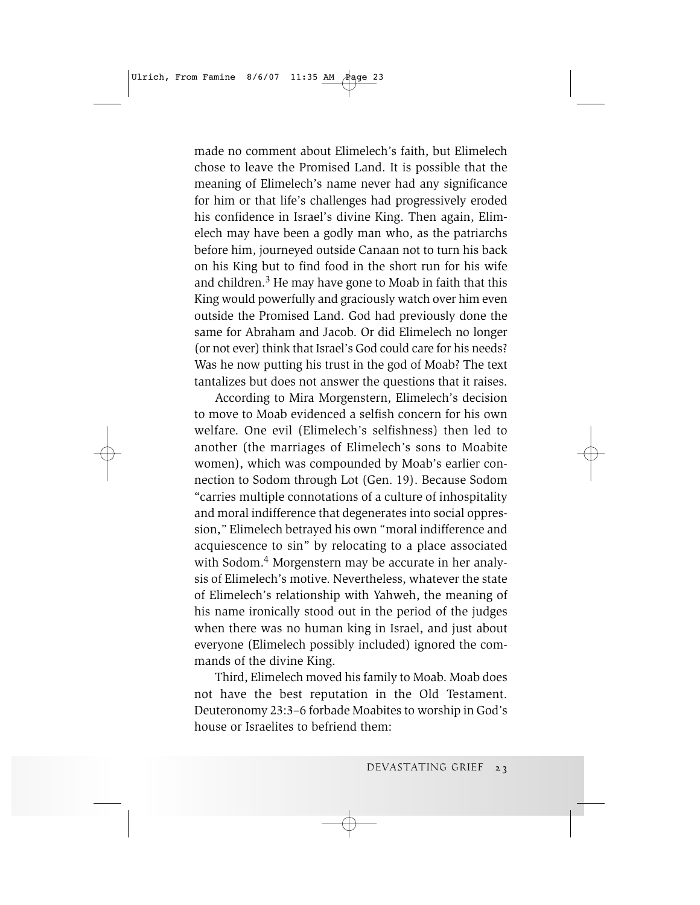made no comment about Elimelech's faith, but Elimelech chose to leave the Promised Land. It is possible that the meaning of Elimelech's name never had any significance for him or that life's challenges had progressively eroded his confidence in Israel's divine King. Then again, Elimelech may have been a godly man who, as the patriarchs before him, journeyed outside Canaan not to turn his back on his King but to find food in the short run for his wife and children.[3] He may have gone to Moab in faith that this King would powerfully and graciously watch over him even outside the Promised Land. God had previously done the same for Abraham and Jacob. Or did Elimelech no longer (or not ever) think that Israel's God could care for his needs? Was he now putting his trust in the god of Moab? The text tantalizes but does not answer the questions that it raises.

According to Mira Morgenstern, Elimelech's decision to move to Moab evidenced a selfish concern for his own welfare. One evil (Elimelech's selfishness) then led to another (the marriages of Elimelech's sons to Moabite women), which was compounded by Moab's earlier connection to Sodom through Lot (Gen. 19). Because Sodom "carries multiple connotations of a culture of inhospitality and moral indifference that degenerates into social oppression," Elimelech betrayed his own "moral indifference and acquiescence to sin" by relocating to a place associated with Sodom.[4] Morgenstern may be accurate in her analysis of Elimelech's motive. Nevertheless, whatever the state of Elimelech's relationship with Yahweh, the meaning of his name ironically stood out in the period of the judges when there was no human king in Israel, and just about everyone (Elimelech possibly included) ignored the commands of the divine King.

Third, Elimelech moved his family to Moab. Moab does not have the best reputation in the Old Testament. Deuteronomy 23:3–6 forbade Moabites to worship in God's house or Israelites to befriend them: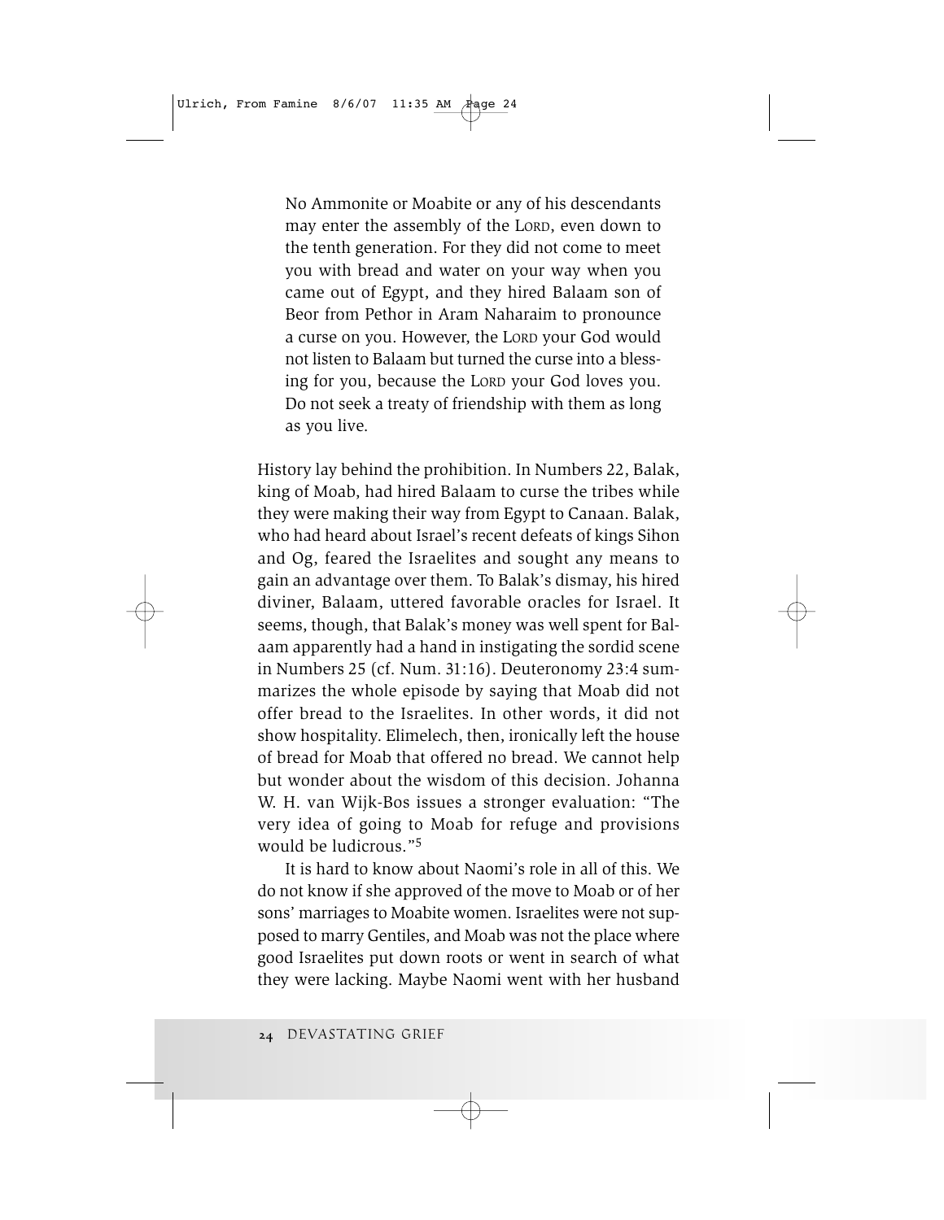> No Ammonite or Moabite or any of his descendants may enter the assembly of the LORD, even down to the tenth generation. For they did not come to meet you with bread and water on your way when you came out of Egypt, and they hired Balaam son of Beor from Pethor in Aram Naharaim to pronounce a curse on you. However, the LORD your God would not listen to Balaam but turned the curse into a blessing for you, because the LORD your God loves you. Do not seek a treaty of friendship with them as long as you live.

History lay behind the prohibition. In Numbers 22, Balak, king of Moab, had hired Balaam to curse the tribes while they were making their way from Egypt to Canaan. Balak, who had heard about Israel's recent defeats of kings Sihon and Og, feared the Israelites and sought any means to gain an advantage over them. To Balak's dismay, his hired diviner, Balaam, uttered favorable oracles for Israel. It seems, though, that Balak's money was well spent for Balaam apparently had a hand in instigating the sordid scene in Numbers 25 (cf. Num. 31:16). Deuteronomy 23:4 summarizes the whole episode by saying that Moab did not offer bread to the Israelites. In other words, it did not show hospitality. Elimelech, then, ironically left the house of bread for Moab that offered no bread. We cannot help but wonder about the wisdom of this decision. Johanna W. H. van Wijk-Bos issues a stronger evaluation: "The very idea of going to Moab for refuge and provisions would be ludicrous."[5]

It is hard to know about Naomi's role in all of this. We do not know if she approved of the move to Moab or of her sons' marriages to Moabite women. Israelites were not supposed to marry Gentiles, and Moab was not the place where good Israelites put down roots or went in search of what they were lacking. Maybe Naomi went with her husband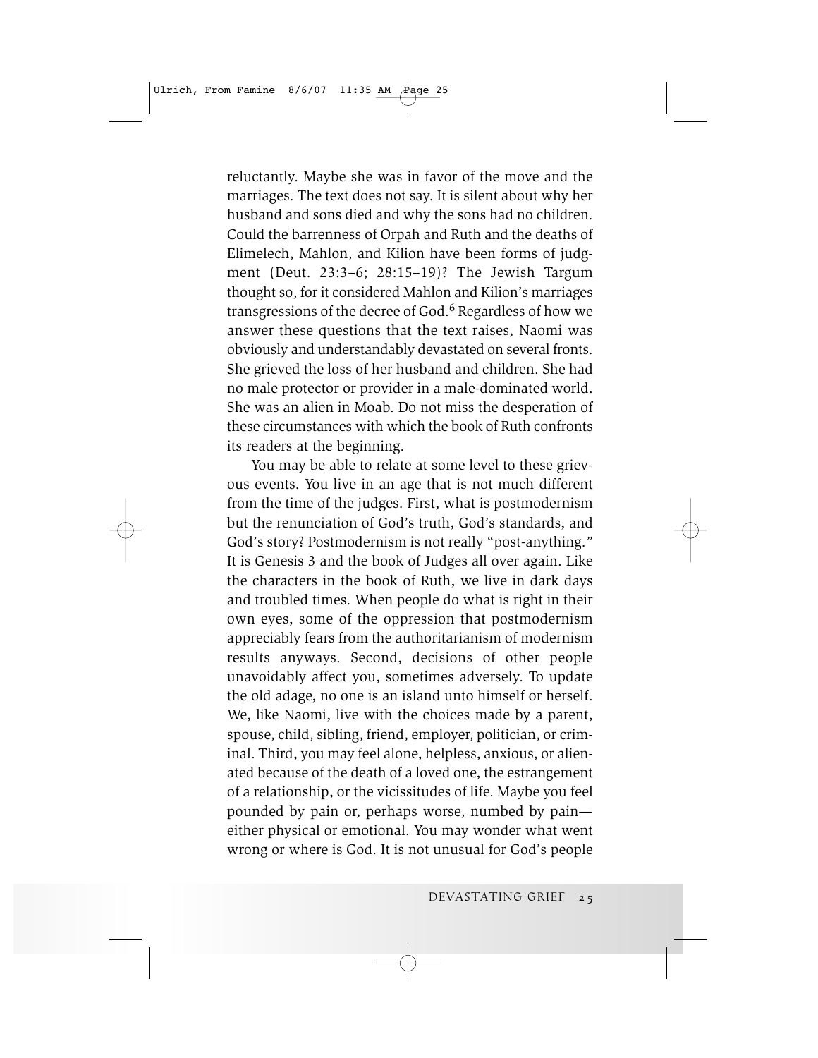reluctantly. Maybe she was in favor of the move and the marriages. The text does not say. It is silent about why her husband and sons died and why the sons had no children. Could the barrenness of Orpah and Ruth and the deaths of Elimelech, Mahlon, and Kilion have been forms of judgment (Deut. 23:3–6; 28:15–19)? The Jewish Targum thought so, for it considered Mahlon and Kilion's marriages transgressions of the decree of God.[6] Regardless of how we answer these questions that the text raises, Naomi was obviously and understandably devastated on several fronts. She grieved the loss of her husband and children. She had no male protector or provider in a male-dominated world. She was an alien in Moab. Do not miss the desperation of these circumstances with which the book of Ruth confronts its readers at the beginning.

You may be able to relate at some level to these grievous events. You live in an age that is not much different from the time of the judges. First, what is postmodernism but the renunciation of God's truth, God's standards, and God's story? Postmodernism is not really "post-anything." It is Genesis 3 and the book of Judges all over again. Like the characters in the book of Ruth, we live in dark days and troubled times. When people do what is right in their own eyes, some of the oppression that postmodernism appreciably fears from the authoritarianism of modernism results anyways. Second, decisions of other people unavoidably affect you, sometimes adversely. To update the old adage, no one is an island unto himself or herself. We, like Naomi, live with the choices made by a parent, spouse, child, sibling, friend, employer, politician, or criminal. Third, you may feel alone, helpless, anxious, or alienated because of the death of a loved one, the estrangement of a relationship, or the vicissitudes of life. Maybe you feel pounded by pain or, perhaps worse, numbed by pain—either physical or emotional. You may wonder what went wrong or where is God. It is not unusual for God's people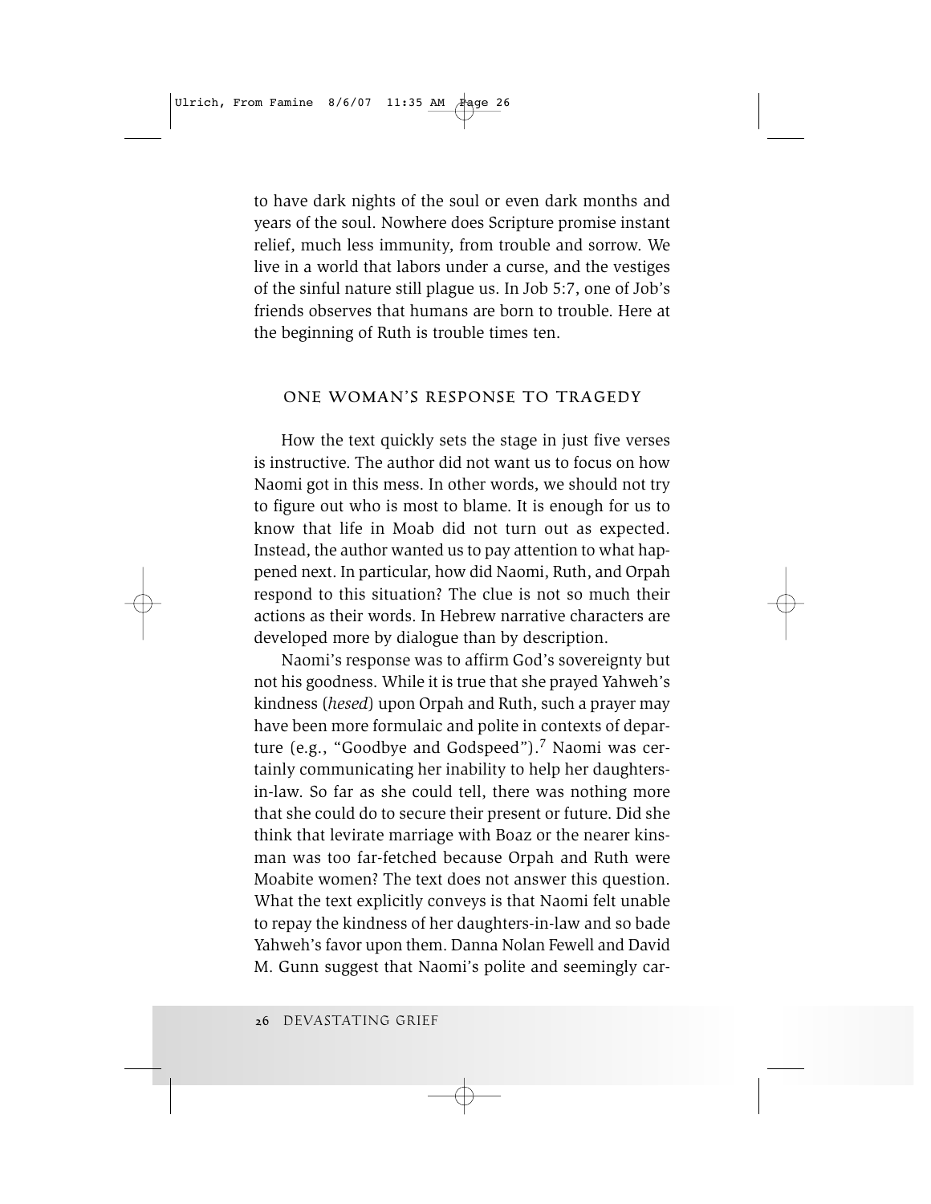to have dark nights of the soul or even dark months and years of the soul. Nowhere does Scripture promise instant relief, much less immunity, from trouble and sorrow. We live in a world that labors under a curse, and the vestiges of the sinful nature still plague us. In Job 5:7, one of Job's friends observes that humans are born to trouble. Here at the beginning of Ruth is trouble times ten.

## ONE WOMAN'S RESPONSE TO TRAGEDY

How the text quickly sets the stage in just five verses is instructive. The author did not want us to focus on how Naomi got in this mess. In other words, we should not try to figure out who is most to blame. It is enough for us to know that life in Moab did not turn out as expected. Instead, the author wanted us to pay attention to what happened next. In particular, how did Naomi, Ruth, and Orpah respond to this situation? The clue is not so much their actions as their words. In Hebrew narrative characters are developed more by dialogue than by description.

Naomi's response was to affirm God's sovereignty but not his goodness. While it is true that she prayed Yahweh's kindness (*hesed*) upon Orpah and Ruth, such a prayer may have been more formulaic and polite in contexts of departure (e.g., "Goodbye and Godspeed").[7] Naomi was certainly communicating her inability to help her daughters-in-law. So far as she could tell, there was nothing more that she could do to secure their present or future. Did she think that levirate marriage with Boaz or the nearer kinsman was too far-fetched because Orpah and Ruth were Moabite women? The text does not answer this question. What the text explicitly conveys is that Naomi felt unable to repay the kindness of her daughters-in-law and so bade Yahweh's favor upon them. Danna Nolan Fewell and David M. Gunn suggest that Naomi's polite and seemingly car-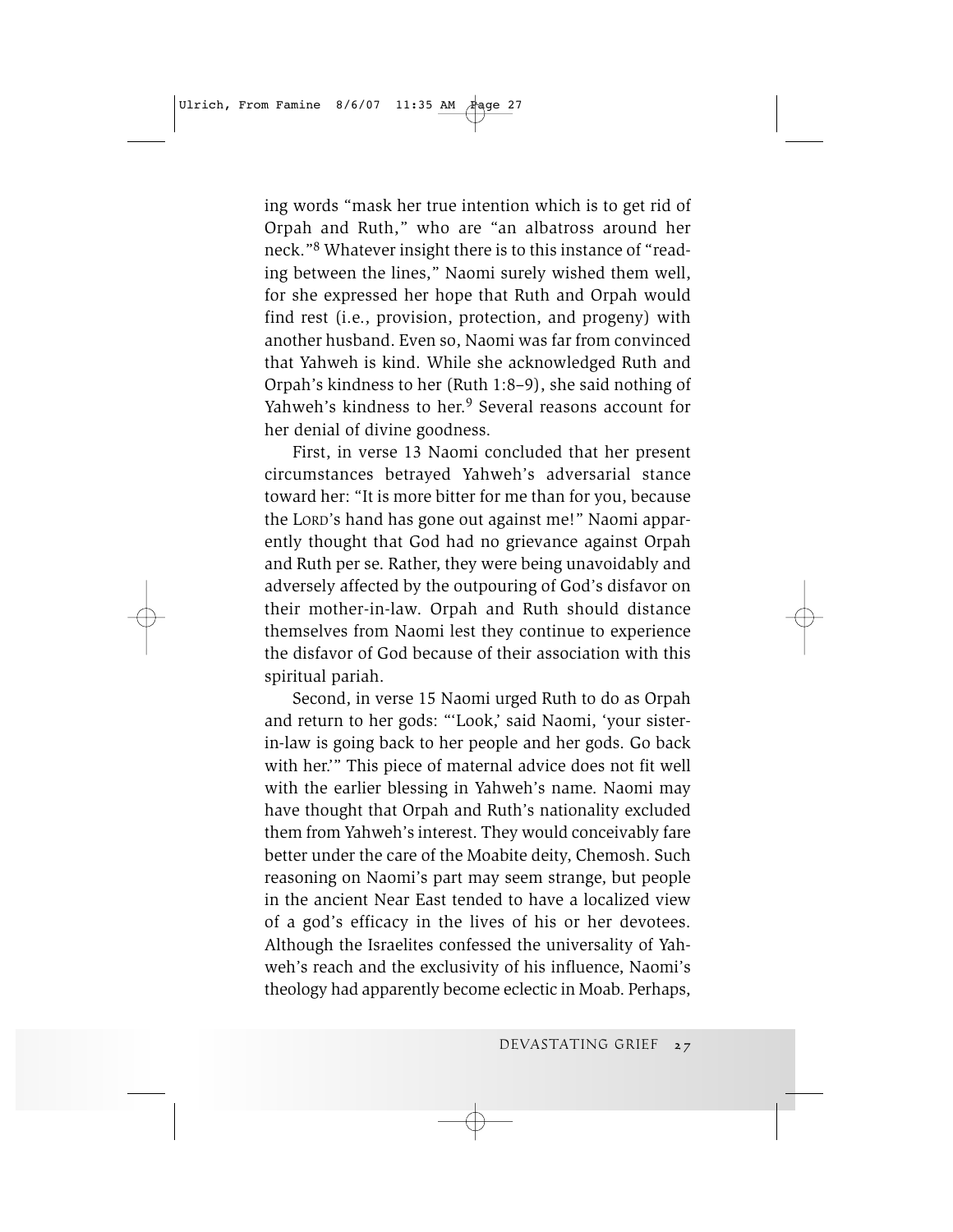ing words "mask her true intention which is to get rid of Orpah and Ruth," who are "an albatross around her neck."[8] Whatever insight there is to this instance of "reading between the lines," Naomi surely wished them well, for she expressed her hope that Ruth and Orpah would find rest (i.e., provision, protection, and progeny) with another husband. Even so, Naomi was far from convinced that Yahweh is kind. While she acknowledged Ruth and Orpah's kindness to her (Ruth 1:8–9), she said nothing of Yahweh's kindness to her.[9] Several reasons account for her denial of divine goodness.

First, in verse 13 Naomi concluded that her present circumstances betrayed Yahweh's adversarial stance toward her: "It is more bitter for me than for you, because the LORD's hand has gone out against me!" Naomi apparently thought that God had no grievance against Orpah and Ruth per se. Rather, they were being unavoidably and adversely affected by the outpouring of God's disfavor on their mother-in-law. Orpah and Ruth should distance themselves from Naomi lest they continue to experience the disfavor of God because of their association with this spiritual pariah.

Second, in verse 15 Naomi urged Ruth to do as Orpah and return to her gods: "'Look,' said Naomi, 'your sister-in-law is going back to her people and her gods. Go back with her.'" This piece of maternal advice does not fit well with the earlier blessing in Yahweh's name. Naomi may have thought that Orpah and Ruth's nationality excluded them from Yahweh's interest. They would conceivably fare better under the care of the Moabite deity, Chemosh. Such reasoning on Naomi's part may seem strange, but people in the ancient Near East tended to have a localized view of a god's efficacy in the lives of his or her devotees. Although the Israelites confessed the universality of Yahweh's reach and the exclusivity of his influence, Naomi's theology had apparently become eclectic in Moab. Perhaps,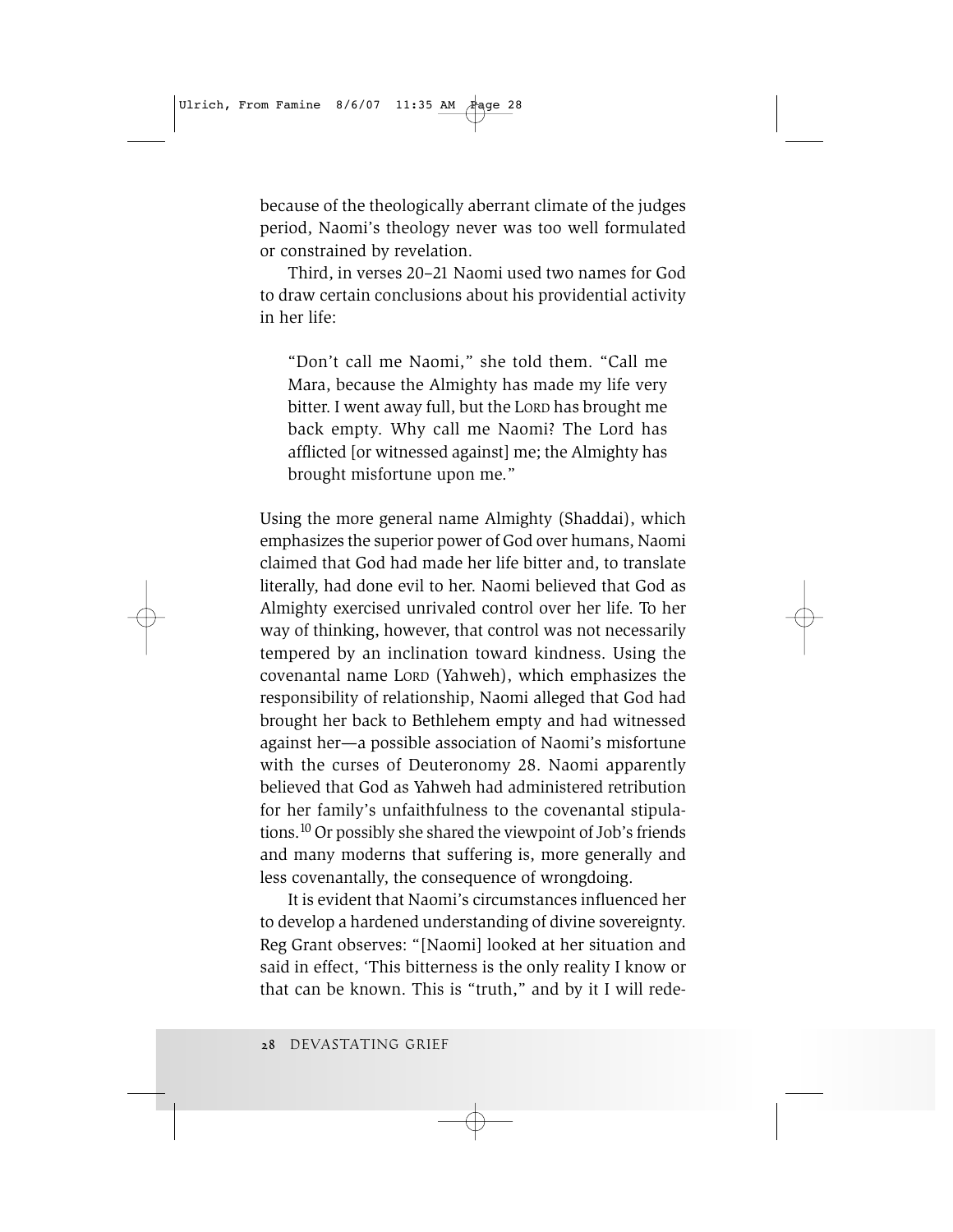because of the theologically aberrant climate of the judges period, Naomi's theology never was too well formulated or constrained by revelation.

Third, in verses 20–21 Naomi used two names for God to draw certain conclusions about his providential activity in her life:

> "Don't call me Naomi," she told them. "Call me Mara, because the Almighty has made my life very bitter. I went away full, but the LORD has brought me back empty. Why call me Naomi? The Lord has afflicted [or witnessed against] me; the Almighty has brought misfortune upon me."

Using the more general name Almighty (Shaddai), which emphasizes the superior power of God over humans, Naomi claimed that God had made her life bitter and, to translate literally, had done evil to her. Naomi believed that God as Almighty exercised unrivaled control over her life. To her way of thinking, however, that control was not necessarily tempered by an inclination toward kindness. Using the covenantal name LORD (Yahweh), which emphasizes the responsibility of relationship, Naomi alleged that God had brought her back to Bethlehem empty and had witnessed against her—a possible association of Naomi's misfortune with the curses of Deuteronomy 28. Naomi apparently believed that God as Yahweh had administered retribution for her family's unfaithfulness to the covenantal stipulations.[10] Or possibly she shared the viewpoint of Job's friends and many moderns that suffering is, more generally and less covenantally, the consequence of wrongdoing.

It is evident that Naomi's circumstances influenced her to develop a hardened understanding of divine sovereignty. Reg Grant observes: "[Naomi] looked at her situation and said in effect, 'This bitterness is the only reality I know or that can be known. This is "truth," and by it I will rede-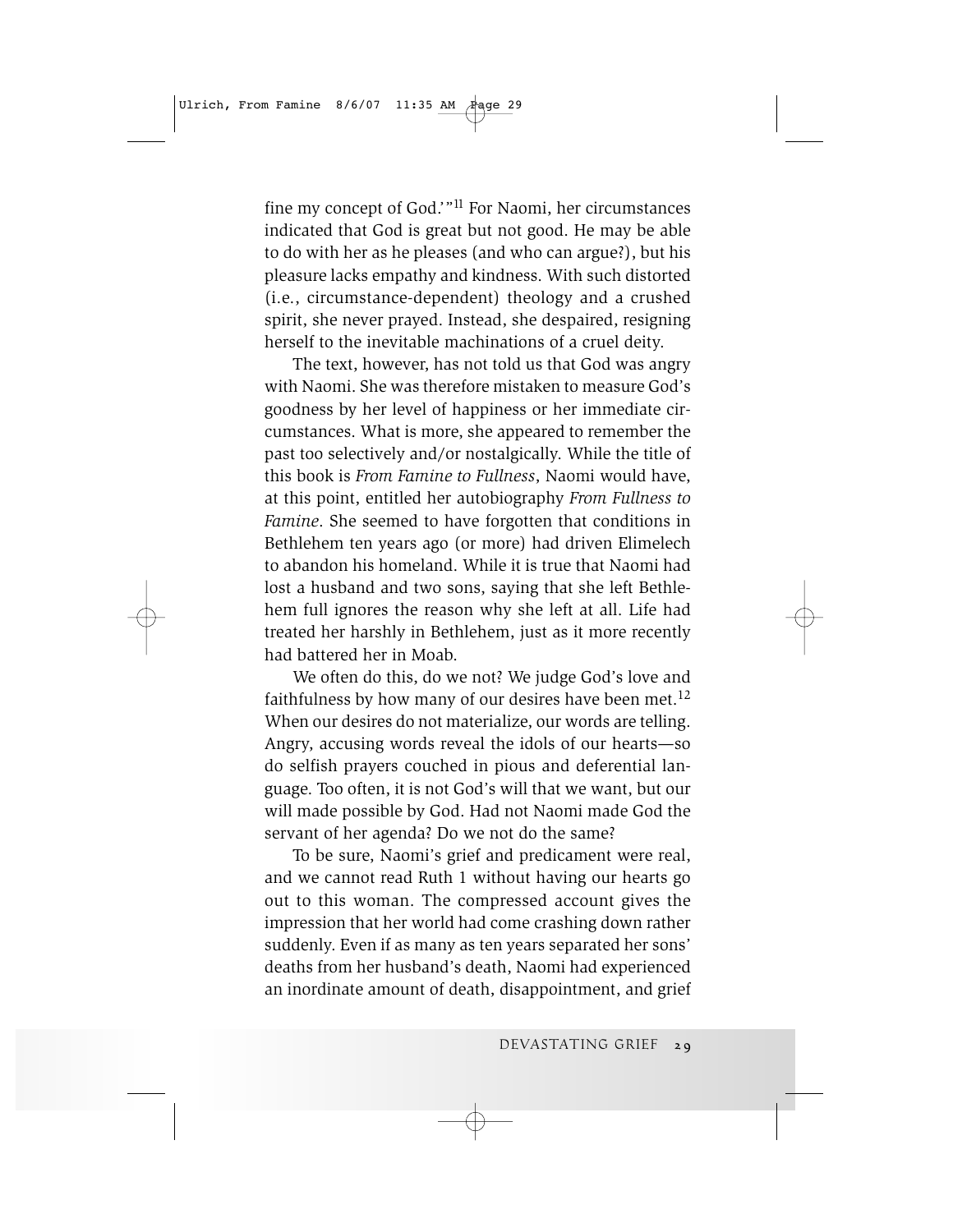fine my concept of God.'"[11] For Naomi, her circumstances indicated that God is great but not good. He may be able to do with her as he pleases (and who can argue?), but his pleasure lacks empathy and kindness. With such distorted (i.e., circumstance-dependent) theology and a crushed spirit, she never prayed. Instead, she despaired, resigning herself to the inevitable machinations of a cruel deity.

The text, however, has not told us that God was angry with Naomi. She was therefore mistaken to measure God's goodness by her level of happiness or her immediate circumstances. What is more, she appeared to remember the past too selectively and/or nostalgically. While the title of this book is *From Famine to Fullness*, Naomi would have, at this point, entitled her autobiography *From Fullness to Famine*. She seemed to have forgotten that conditions in Bethlehem ten years ago (or more) had driven Elimelech to abandon his homeland. While it is true that Naomi had lost a husband and two sons, saying that she left Bethlehem full ignores the reason why she left at all. Life had treated her harshly in Bethlehem, just as it more recently had battered her in Moab.

We often do this, do we not? We judge God's love and faithfulness by how many of our desires have been met.[12] When our desires do not materialize, our words are telling. Angry, accusing words reveal the idols of our hearts—so do selfish prayers couched in pious and deferential language. Too often, it is not God's will that we want, but our will made possible by God. Had not Naomi made God the servant of her agenda? Do we not do the same?

To be sure, Naomi's grief and predicament were real, and we cannot read Ruth 1 without having our hearts go out to this woman. The compressed account gives the impression that her world had come crashing down rather suddenly. Even if as many as ten years separated her sons' deaths from her husband's death, Naomi had experienced an inordinate amount of death, disappointment, and grief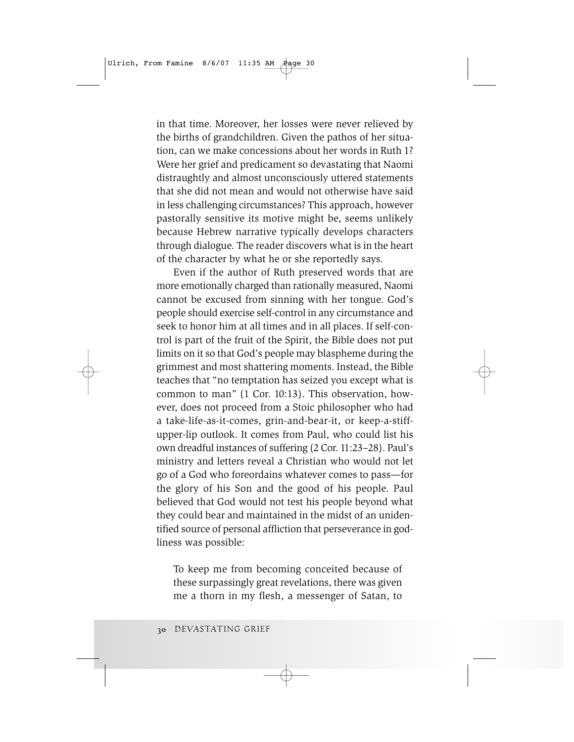in that time. Moreover, her losses were never relieved by the births of grandchildren. Given the pathos of her situation, can we make concessions about her words in Ruth 1? Were her grief and predicament so devastating that Naomi distraughtly and almost unconsciously uttered statements that she did not mean and would not otherwise have said in less challenging circumstances? This approach, however pastorally sensitive its motive might be, seems unlikely because Hebrew narrative typically develops characters through dialogue. The reader discovers what is in the heart of the character by what he or she reportedly says.

Even if the author of Ruth preserved words that are more emotionally charged than rationally measured, Naomi cannot be excused from sinning with her tongue. God's people should exercise self-control in any circumstance and seek to honor him at all times and in all places. If self-control is part of the fruit of the Spirit, the Bible does not put limits on it so that God's people may blaspheme during the grimmest and most shattering moments. Instead, the Bible teaches that "no temptation has seized you except what is common to man" (1 Cor. 10:13). This observation, however, does not proceed from a Stoic philosopher who had a take-life-as-it-comes, grin-and-bear-it, or keep-a-stiff-upper-lip outlook. It comes from Paul, who could list his own dreadful instances of suffering (2 Cor. 11:23–28). Paul's ministry and letters reveal a Christian who would not let go of a God who foreordains whatever comes to pass—for the glory of his Son and the good of his people. Paul believed that God would not test his people beyond what they could bear and maintained in the midst of an unidentified source of personal affliction that perseverance in godliness was possible:

> To keep me from becoming conceited because of these surpassingly great revelations, there was given me a thorn in my flesh, a messenger of Satan, to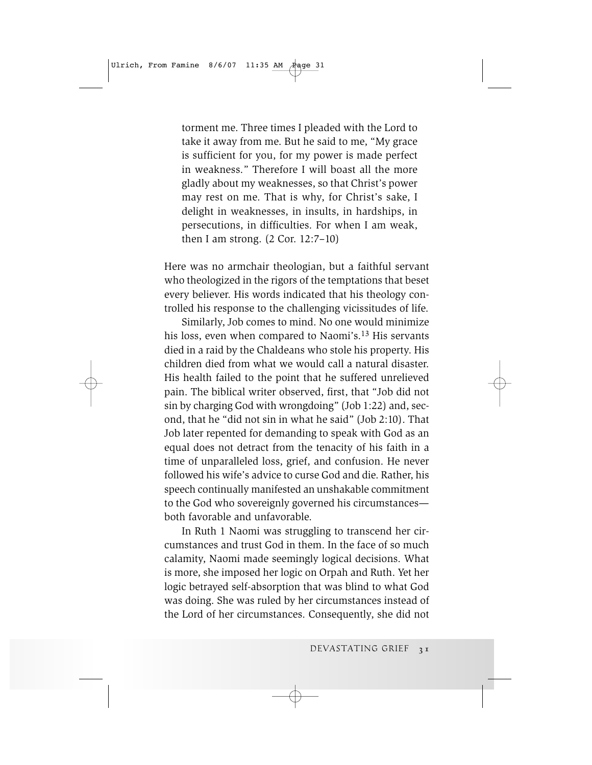> torment me. Three times I pleaded with the Lord to take it away from me. But he said to me, "My grace is sufficient for you, for my power is made perfect in weakness." Therefore I will boast all the more gladly about my weaknesses, so that Christ's power may rest on me. That is why, for Christ's sake, I delight in weaknesses, in insults, in hardships, in persecutions, in difficulties. For when I am weak, then I am strong. (2 Cor. 12:7–10)

Here was no armchair theologian, but a faithful servant who theologized in the rigors of the temptations that beset every believer. His words indicated that his theology controlled his response to the challenging vicissitudes of life.

Similarly, Job comes to mind. No one would minimize his loss, even when compared to Naomi's.[13] His servants died in a raid by the Chaldeans who stole his property. His children died from what we would call a natural disaster. His health failed to the point that he suffered unrelieved pain. The biblical writer observed, first, that "Job did not sin by charging God with wrongdoing" (Job 1:22) and, second, that he "did not sin in what he said" (Job 2:10). That Job later repented for demanding to speak with God as an equal does not detract from the tenacity of his faith in a time of unparalleled loss, grief, and confusion. He never followed his wife's advice to curse God and die. Rather, his speech continually manifested an unshakable commitment to the God who sovereignly governed his circumstances—both favorable and unfavorable.

In Ruth 1 Naomi was struggling to transcend her circumstances and trust God in them. In the face of so much calamity, Naomi made seemingly logical decisions. What is more, she imposed her logic on Orpah and Ruth. Yet her logic betrayed self-absorption that was blind to what God was doing. She was ruled by her circumstances instead of the Lord of her circumstances. Consequently, she did not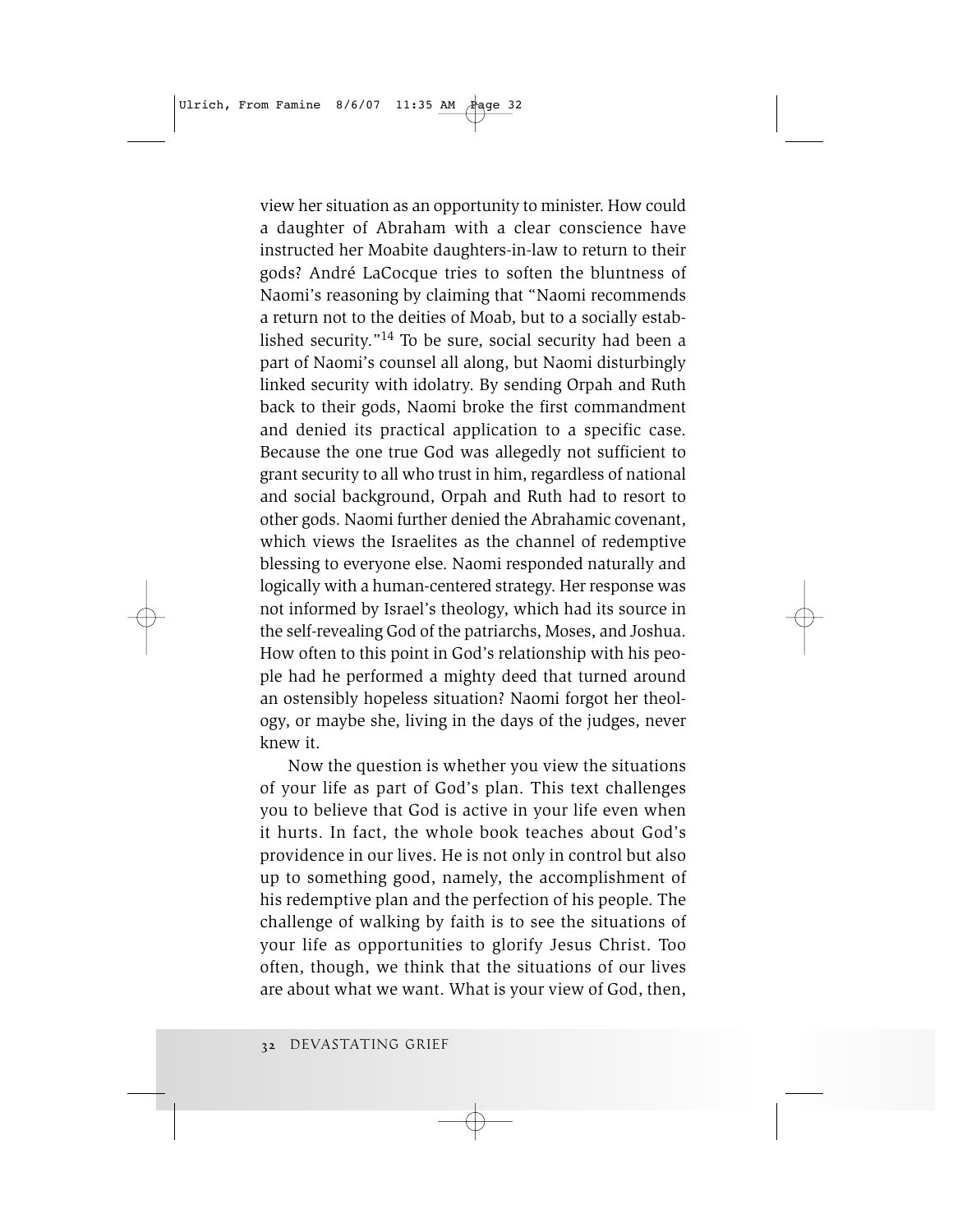view her situation as an opportunity to minister. How could a daughter of Abraham with a clear conscience have instructed her Moabite daughters-in-law to return to their gods? André LaCocque tries to soften the bluntness of Naomi's reasoning by claiming that "Naomi recommends a return not to the deities of Moab, but to a socially established security."[14] To be sure, social security had been a part of Naomi's counsel all along, but Naomi disturbingly linked security with idolatry. By sending Orpah and Ruth back to their gods, Naomi broke the first commandment and denied its practical application to a specific case. Because the one true God was allegedly not sufficient to grant security to all who trust in him, regardless of national and social background, Orpah and Ruth had to resort to other gods. Naomi further denied the Abrahamic covenant, which views the Israelites as the channel of redemptive blessing to everyone else. Naomi responded naturally and logically with a human-centered strategy. Her response was not informed by Israel's theology, which had its source in the self-revealing God of the patriarchs, Moses, and Joshua. How often to this point in God's relationship with his people had he performed a mighty deed that turned around an ostensibly hopeless situation? Naomi forgot her theology, or maybe she, living in the days of the judges, never knew it.

Now the question is whether you view the situations of your life as part of God's plan. This text challenges you to believe that God is active in your life even when it hurts. In fact, the whole book teaches about God's providence in our lives. He is not only in control but also up to something good, namely, the accomplishment of his redemptive plan and the perfection of his people. The challenge of walking by faith is to see the situations of your life as opportunities to glorify Jesus Christ. Too often, though, we think that the situations of our lives are about what we want. What is your view of God, then,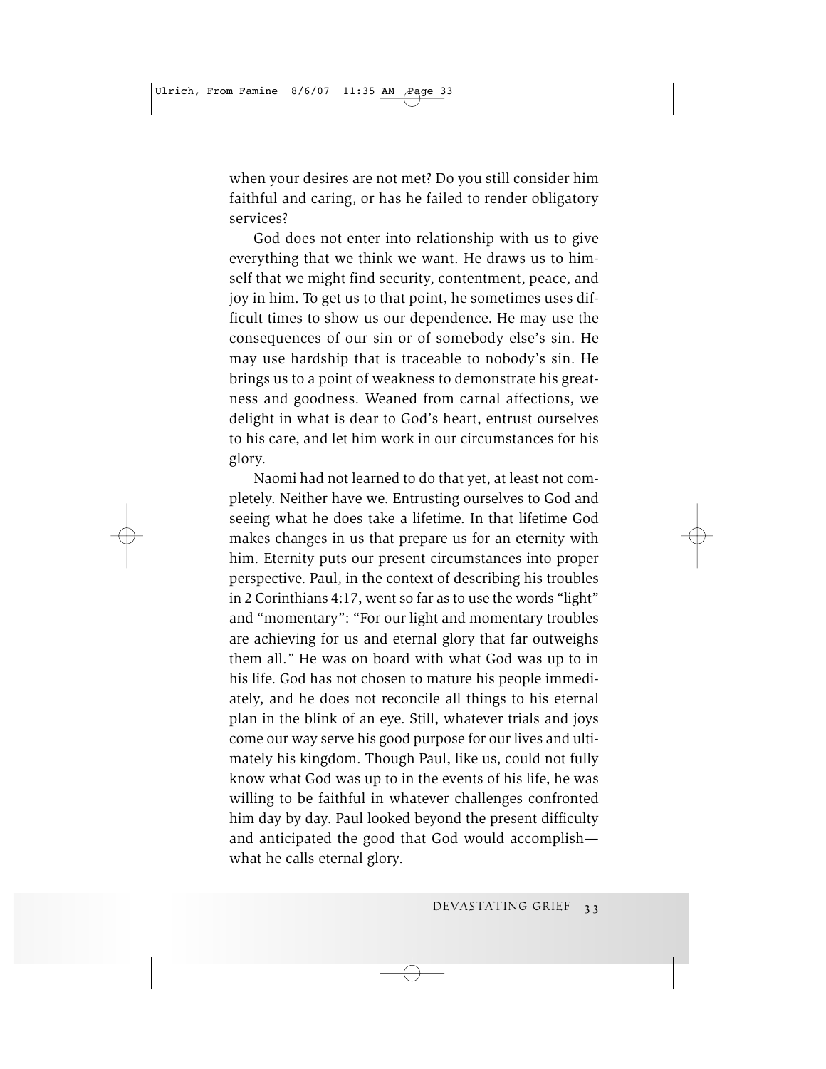when your desires are not met? Do you still consider him faithful and caring, or has he failed to render obligatory services?

God does not enter into relationship with us to give everything that we think we want. He draws us to himself that we might find security, contentment, peace, and joy in him. To get us to that point, he sometimes uses difficult times to show us our dependence. He may use the consequences of our sin or of somebody else's sin. He may use hardship that is traceable to nobody's sin. He brings us to a point of weakness to demonstrate his greatness and goodness. Weaned from carnal affections, we delight in what is dear to God's heart, entrust ourselves to his care, and let him work in our circumstances for his glory.

Naomi had not learned to do that yet, at least not completely. Neither have we. Entrusting ourselves to God and seeing what he does take a lifetime. In that lifetime God makes changes in us that prepare us for an eternity with him. Eternity puts our present circumstances into proper perspective. Paul, in the context of describing his troubles in 2 Corinthians 4:17, went so far as to use the words "light" and "momentary": "For our light and momentary troubles are achieving for us and eternal glory that far outweighs them all." He was on board with what God was up to in his life. God has not chosen to mature his people immediately, and he does not reconcile all things to his eternal plan in the blink of an eye. Still, whatever trials and joys come our way serve his good purpose for our lives and ultimately his kingdom. Though Paul, like us, could not fully know what God was up to in the events of his life, he was willing to be faithful in whatever challenges confronted him day by day. Paul looked beyond the present difficulty and anticipated the good that God would accomplish—what he calls eternal glory.